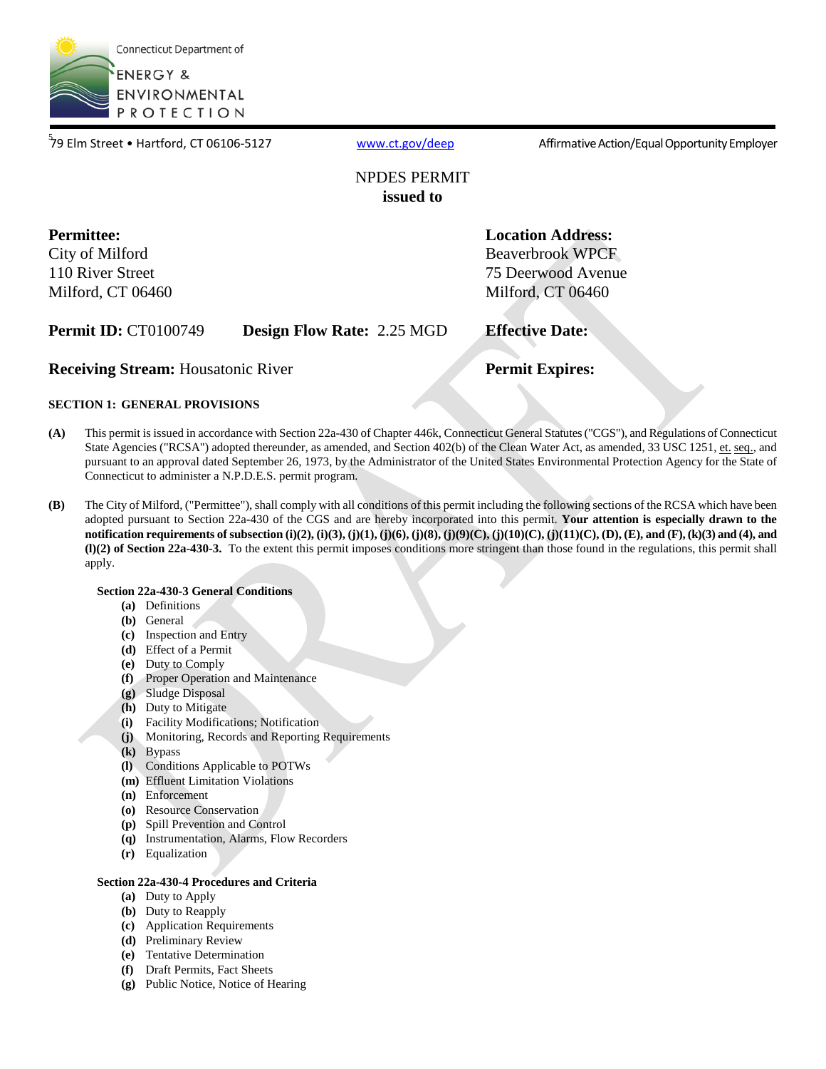Connecticut Department of ENERGY & ENVIRONMENTAL PROTECTION

79 Elm Street • Hartford, CT 06106-5127 www.ct.gov/deep Affirmative Action/Equal Opportunity Employer

NPDES PERMIT
**issued to**

**Permittee:**
City of Milford
110 River Street
Milford, CT 06460

**Location Address:**
Beaverbrook WPCF
75 Deerwood Avenue
Milford, CT 06460

**Permit ID:** CT0100749 **Design Flow Rate:** 2.25 MGD **Effective Date:**

**Receiving Stream:** Housatonic River **Permit Expires:**

### SECTION 1: GENERAL PROVISIONS

**(A)** This permit is issued in accordance with Section 22a-430 of Chapter 446k, Connecticut General Statutes ("CGS"), and Regulations of Connecticut State Agencies ("RCSA") adopted thereunder, as amended, and Section 402(b) of the Clean Water Act, as amended, 33 USC 1251, et. seq., and pursuant to an approval dated September 26, 1973, by the Administrator of the United States Environmental Protection Agency for the State of Connecticut to administer a N.P.D.E.S. permit program.

**(B)** The City of Milford, ("Permittee"), shall comply with all conditions of this permit including the following sections of the RCSA which have been adopted pursuant to Section 22a-430 of the CGS and are hereby incorporated into this permit. **Your attention is especially drawn to the notification requirements of subsection (i)(2), (i)(3), (j)(1), (j)(6), (j)(8), (j)(9)(C), (j)(10)(C), (j)(11)(C), (D), (E), and (F), (k)(3) and (4), and (l)(2) of Section 22a-430-3.** To the extent this permit imposes conditions more stringent than those found in the regulations, this permit shall apply.

**Section 22a-430-3 General Conditions**

- **(a)** Definitions
- **(b)** General
- **(c)** Inspection and Entry
- **(d)** Effect of a Permit
- **(e)** Duty to Comply
- **(f)** Proper Operation and Maintenance
- **(g)** Sludge Disposal
- **(h)** Duty to Mitigate
- **(i)** Facility Modifications; Notification
- **(j)** Monitoring, Records and Reporting Requirements
- **(k)** Bypass
- **(l)** Conditions Applicable to POTWs
- **(m)** Effluent Limitation Violations
- **(n)** Enforcement
- **(o)** Resource Conservation
- **(p)** Spill Prevention and Control
- **(q)** Instrumentation, Alarms, Flow Recorders
- **(r)** Equalization

**Section 22a-430-4 Procedures and Criteria**

- **(a)** Duty to Apply
- **(b)** Duty to Reapply
- **(c)** Application Requirements
- **(d)** Preliminary Review
- **(e)** Tentative Determination
- **(f)** Draft Permits, Fact Sheets
- **(g)** Public Notice, Notice of Hearing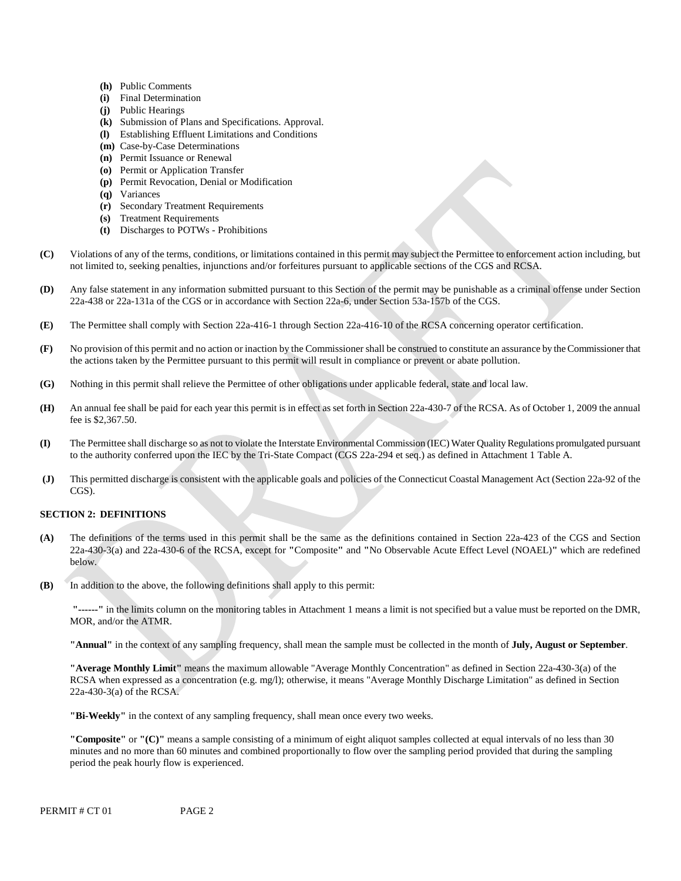- **(h)** Public Comments
- **(i)** Final Determination
- **(j)** Public Hearings
- **(k)** Submission of Plans and Specifications. Approval.
- **(l)** Establishing Effluent Limitations and Conditions
- **(m)** Case-by-Case Determinations
- **(n)** Permit Issuance or Renewal
- **(o)** Permit or Application Transfer
- **(p)** Permit Revocation, Denial or Modification
- **(q)** Variances
- **(r)** Secondary Treatment Requirements
- **(s)** Treatment Requirements
- **(t)** Discharges to POTWs - Prohibitions

**(C)** Violations of any of the terms, conditions, or limitations contained in this permit may subject the Permittee to enforcement action including, but not limited to, seeking penalties, injunctions and/or forfeitures pursuant to applicable sections of the CGS and RCSA.

**(D)** Any false statement in any information submitted pursuant to this Section of the permit may be punishable as a criminal offense under Section 22a-438 or 22a-131a of the CGS or in accordance with Section 22a-6, under Section 53a-157b of the CGS.

**(E)** The Permittee shall comply with Section 22a-416-1 through Section 22a-416-10 of the RCSA concerning operator certification.

**(F)** No provision of this permit and no action or inaction by the Commissioner shall be construed to constitute an assurance by the Commissioner that the actions taken by the Permittee pursuant to this permit will result in compliance or prevent or abate pollution.

**(G)** Nothing in this permit shall relieve the Permittee of other obligations under applicable federal, state and local law.

**(H)** An annual fee shall be paid for each year this permit is in effect as set forth in Section 22a-430-7 of the RCSA. As of October 1, 2009 the annual fee is $2,367.50.

**(I)** The Permittee shall discharge so as not to violate the Interstate Environmental Commission (IEC) Water Quality Regulations promulgated pursuant to the authority conferred upon the IEC by the Tri-State Compact (CGS 22a-294 et seq.) as defined in Attachment 1 Table A.

**(J)** This permitted discharge is consistent with the applicable goals and policies of the Connecticut Coastal Management Act (Section 22a-92 of the CGS).

**SECTION 2: DEFINITIONS**

**(A)** The definitions of the terms used in this permit shall be the same as the definitions contained in Section 22a-423 of the CGS and Section 22a-430-3(a) and 22a-430-6 of the RCSA, except for **"**Composite**"** and **"**No Observable Acute Effect Level (NOAEL)**"** which are redefined below.

**(B)** In addition to the above, the following definitions shall apply to this permit:

**"------"** in the limits column on the monitoring tables in Attachment 1 means a limit is not specified but a value must be reported on the DMR, MOR, and/or the ATMR.

**"Annual"** in the context of any sampling frequency, shall mean the sample must be collected in the month of **July, August or September**.

**"Average Monthly Limit"** means the maximum allowable "Average Monthly Concentration" as defined in Section 22a-430-3(a) of the RCSA when expressed as a concentration (e.g. mg/l); otherwise, it means "Average Monthly Discharge Limitation" as defined in Section 22a-430-3(a) of the RCSA.

**"Bi-Weekly"** in the context of any sampling frequency, shall mean once every two weeks.

**"Composite"** or **"(C)"** means a sample consisting of a minimum of eight aliquot samples collected at equal intervals of no less than 30 minutes and no more than 60 minutes and combined proportionally to flow over the sampling period provided that during the sampling period the peak hourly flow is experienced.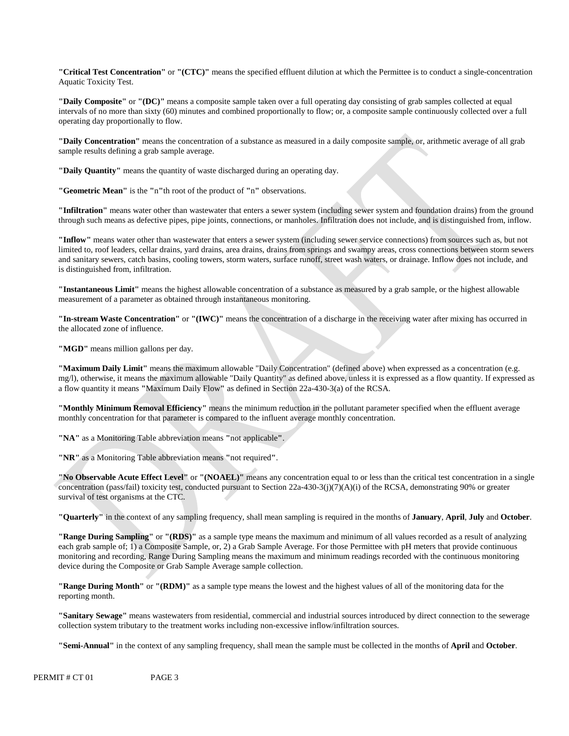**"Critical Test Concentration"** or **"(CTC)"** means the specified effluent dilution at which the Permittee is to conduct a single-concentration Aquatic Toxicity Test.

**"Daily Composite"** or **"(DC)"** means a composite sample taken over a full operating day consisting of grab samples collected at equal intervals of no more than sixty (60) minutes and combined proportionally to flow; or, a composite sample continuously collected over a full operating day proportionally to flow.

**"Daily Concentration"** means the concentration of a substance as measured in a daily composite sample, or, arithmetic average of all grab sample results defining a grab sample average.

**"Daily Quantity"** means the quantity of waste discharged during an operating day.

**"Geometric Mean"** is the **"**n**"**th root of the product of **"**n**"** observations.

**"Infiltration"** means water other than wastewater that enters a sewer system (including sewer system and foundation drains) from the ground through such means as defective pipes, pipe joints, connections, or manholes. Infiltration does not include, and is distinguished from, inflow.

**"Inflow"** means water other than wastewater that enters a sewer system (including sewer service connections) from sources such as, but not limited to, roof leaders, cellar drains, yard drains, area drains, drains from springs and swampy areas, cross connections between storm sewers and sanitary sewers, catch basins, cooling towers, storm waters, surface runoff, street wash waters, or drainage. Inflow does not include, and is distinguished from, infiltration.

**"Instantaneous Limit"** means the highest allowable concentration of a substance as measured by a grab sample, or the highest allowable measurement of a parameter as obtained through instantaneous monitoring.

**"In-stream Waste Concentration"** or **"(IWC)"** means the concentration of a discharge in the receiving water after mixing has occurred in the allocated zone of influence.

**"MGD"** means million gallons per day.

**"Maximum Daily Limit"** means the maximum allowable "Daily Concentration" (defined above) when expressed as a concentration (e.g. mg/l), otherwise, it means the maximum allowable "Daily Quantity" as defined above, unless it is expressed as a flow quantity. If expressed as a flow quantity it means **"**Maximum Daily Flow**"** as defined in Section 22a-430-3(a) of the RCSA.

**"Monthly Minimum Removal Efficiency"** means the minimum reduction in the pollutant parameter specified when the effluent average monthly concentration for that parameter is compared to the influent average monthly concentration.

**"NA"** as a Monitoring Table abbreviation means **"**not applicable**"**.

**"NR"** as a Monitoring Table abbreviation means **"**not required**"**.

**"No Observable Acute Effect Level"** or **"(NOAEL)"** means any concentration equal to or less than the critical test concentration in a single concentration (pass/fail) toxicity test, conducted pursuant to Section 22a-430-3(j)(7)(A)(i) of the RCSA, demonstrating 90% or greater survival of test organisms at the CTC.

**"Quarterly"** in the context of any sampling frequency, shall mean sampling is required in the months of **January**, **April**, **July** and **October**.

**"Range During Sampling"** or **"(RDS)"** as a sample type means the maximum and minimum of all values recorded as a result of analyzing each grab sample of; 1) a Composite Sample, or, 2) a Grab Sample Average. For those Permittee with pH meters that provide continuous monitoring and recording, Range During Sampling means the maximum and minimum readings recorded with the continuous monitoring device during the Composite or Grab Sample Average sample collection.

**"Range During Month"** or **"(RDM)"** as a sample type means the lowest and the highest values of all of the monitoring data for the reporting month.

**"Sanitary Sewage"** means wastewaters from residential, commercial and industrial sources introduced by direct connection to the sewerage collection system tributary to the treatment works including non-excessive inflow/infiltration sources.

**"Semi-Annual"** in the context of any sampling frequency, shall mean the sample must be collected in the months of **April** and **October**.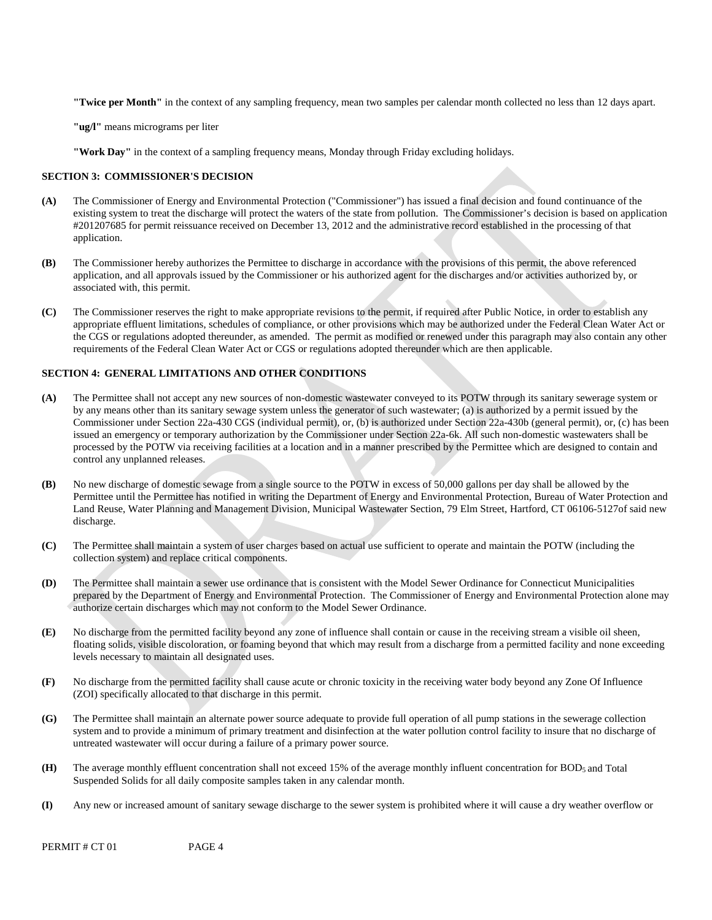**"Twice per Month"** in the context of any sampling frequency, mean two samples per calendar month collected no less than 12 days apart.

**"ug/l"** means micrograms per liter

**"Work Day"** in the context of a sampling frequency means, Monday through Friday excluding holidays.

### SECTION 3: COMMISSIONER'S DECISION

**(A)** The Commissioner of Energy and Environmental Protection ("Commissioner") has issued a final decision and found continuance of the existing system to treat the discharge will protect the waters of the state from pollution. The Commissioner's decision is based on application #201207685 for permit reissuance received on December 13, 2012 and the administrative record established in the processing of that application.

**(B)** The Commissioner hereby authorizes the Permittee to discharge in accordance with the provisions of this permit, the above referenced application, and all approvals issued by the Commissioner or his authorized agent for the discharges and/or activities authorized by, or associated with, this permit.

**(C)** The Commissioner reserves the right to make appropriate revisions to the permit, if required after Public Notice, in order to establish any appropriate effluent limitations, schedules of compliance, or other provisions which may be authorized under the Federal Clean Water Act or the CGS or regulations adopted thereunder, as amended. The permit as modified or renewed under this paragraph may also contain any other requirements of the Federal Clean Water Act or CGS or regulations adopted thereunder which are then applicable.

### SECTION 4: GENERAL LIMITATIONS AND OTHER CONDITIONS

**(A)** The Permittee shall not accept any new sources of non-domestic wastewater conveyed to its POTW through its sanitary sewerage system or by any means other than its sanitary sewage system unless the generator of such wastewater; (a) is authorized by a permit issued by the Commissioner under Section 22a-430 CGS (individual permit), or, (b) is authorized under Section 22a-430b (general permit), or, (c) has been issued an emergency or temporary authorization by the Commissioner under Section 22a-6k. All such non-domestic wastewaters shall be processed by the POTW via receiving facilities at a location and in a manner prescribed by the Permittee which are designed to contain and control any unplanned releases.

**(B)** No new discharge of domestic sewage from a single source to the POTW in excess of 50,000 gallons per day shall be allowed by the Permittee until the Permittee has notified in writing the Department of Energy and Environmental Protection, Bureau of Water Protection and Land Reuse, Water Planning and Management Division, Municipal Wastewater Section, 79 Elm Street, Hartford, CT 06106-5127of said new discharge.

**(C)** The Permittee shall maintain a system of user charges based on actual use sufficient to operate and maintain the POTW (including the collection system) and replace critical components.

**(D)** The Permittee shall maintain a sewer use ordinance that is consistent with the Model Sewer Ordinance for Connecticut Municipalities prepared by the Department of Energy and Environmental Protection. The Commissioner of Energy and Environmental Protection alone may authorize certain discharges which may not conform to the Model Sewer Ordinance.

**(E)** No discharge from the permitted facility beyond any zone of influence shall contain or cause in the receiving stream a visible oil sheen, floating solids, visible discoloration, or foaming beyond that which may result from a discharge from a permitted facility and none exceeding levels necessary to maintain all designated uses.

**(F)** No discharge from the permitted facility shall cause acute or chronic toxicity in the receiving water body beyond any Zone Of Influence (ZOI) specifically allocated to that discharge in this permit.

**(G)** The Permittee shall maintain an alternate power source adequate to provide full operation of all pump stations in the sewerage collection system and to provide a minimum of primary treatment and disinfection at the water pollution control facility to insure that no discharge of untreated wastewater will occur during a failure of a primary power source.

**(H)** The average monthly effluent concentration shall not exceed 15% of the average monthly influent concentration for $BOD_5$ and Total Suspended Solids for all daily composite samples taken in any calendar month.

**(I)** Any new or increased amount of sanitary sewage discharge to the sewer system is prohibited where it will cause a dry weather overflow or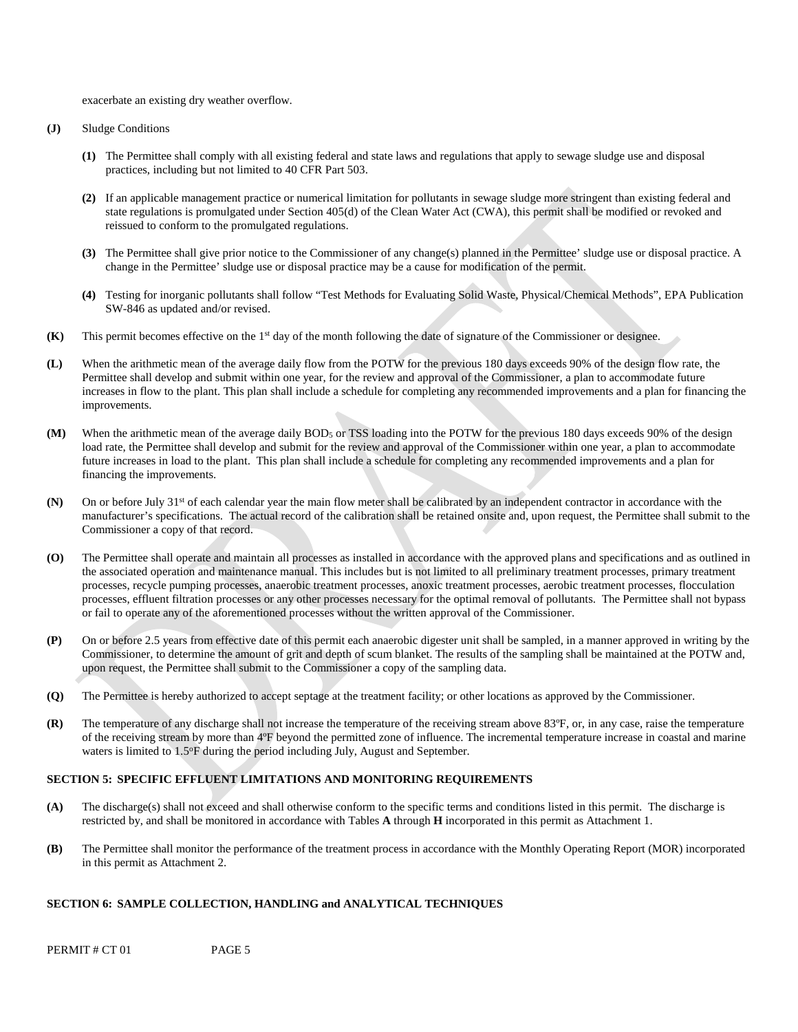exacerbate an existing dry weather overflow.

**(J)** Sludge Conditions

**(1)** The Permittee shall comply with all existing federal and state laws and regulations that apply to sewage sludge use and disposal practices, including but not limited to 40 CFR Part 503.

**(2)** If an applicable management practice or numerical limitation for pollutants in sewage sludge more stringent than existing federal and state regulations is promulgated under Section 405(d) of the Clean Water Act (CWA), this permit shall be modified or revoked and reissued to conform to the promulgated regulations.

**(3)** The Permittee shall give prior notice to the Commissioner of any change(s) planned in the Permittee' sludge use or disposal practice. A change in the Permittee' sludge use or disposal practice may be a cause for modification of the permit.

**(4)** Testing for inorganic pollutants shall follow "Test Methods for Evaluating Solid Waste, Physical/Chemical Methods", EPA Publication SW-846 as updated and/or revised.

**(K)** This permit becomes effective on the 1st day of the month following the date of signature of the Commissioner or designee.

**(L)** When the arithmetic mean of the average daily flow from the POTW for the previous 180 days exceeds 90% of the design flow rate, the Permittee shall develop and submit within one year, for the review and approval of the Commissioner, a plan to accommodate future increases in flow to the plant. This plan shall include a schedule for completing any recommended improvements and a plan for financing the improvements.

**(M)** When the arithmetic mean of the average daily $BOD_5$ or TSS loading into the POTW for the previous 180 days exceeds 90% of the design load rate, the Permittee shall develop and submit for the review and approval of the Commissioner within one year, a plan to accommodate future increases in load to the plant. This plan shall include a schedule for completing any recommended improvements and a plan for financing the improvements.

**(N)** On or before July 31st of each calendar year the main flow meter shall be calibrated by an independent contractor in accordance with the manufacturer's specifications. The actual record of the calibration shall be retained onsite and, upon request, the Permittee shall submit to the Commissioner a copy of that record.

**(O)** The Permittee shall operate and maintain all processes as installed in accordance with the approved plans and specifications and as outlined in the associated operation and maintenance manual. This includes but is not limited to all preliminary treatment processes, primary treatment processes, recycle pumping processes, anaerobic treatment processes, anoxic treatment processes, aerobic treatment processes, flocculation processes, effluent filtration processes or any other processes necessary for the optimal removal of pollutants. The Permittee shall not bypass or fail to operate any of the aforementioned processes without the written approval of the Commissioner.

**(P)** On or before 2.5 years from effective date of this permit each anaerobic digester unit shall be sampled, in a manner approved in writing by the Commissioner, to determine the amount of grit and depth of scum blanket. The results of the sampling shall be maintained at the POTW and, upon request, the Permittee shall submit to the Commissioner a copy of the sampling data.

**(Q)** The Permittee is hereby authorized to accept septage at the treatment facility; or other locations as approved by the Commissioner.

**(R)** The temperature of any discharge shall not increase the temperature of the receiving stream above 83ºF, or, in any case, raise the temperature of the receiving stream by more than 4ºF beyond the permitted zone of influence. The incremental temperature increase in coastal and marine waters is limited to 1.5ºF during the period including July, August and September.

## SECTION 5: SPECIFIC EFFLUENT LIMITATIONS AND MONITORING REQUIREMENTS

**(A)** The discharge(s) shall not exceed and shall otherwise conform to the specific terms and conditions listed in this permit. The discharge is restricted by, and shall be monitored in accordance with Tables **A** through **H** incorporated in this permit as Attachment 1.

**(B)** The Permittee shall monitor the performance of the treatment process in accordance with the Monthly Operating Report (MOR) incorporated in this permit as Attachment 2.

## SECTION 6: SAMPLE COLLECTION, HANDLING and ANALYTICAL TECHNIQUES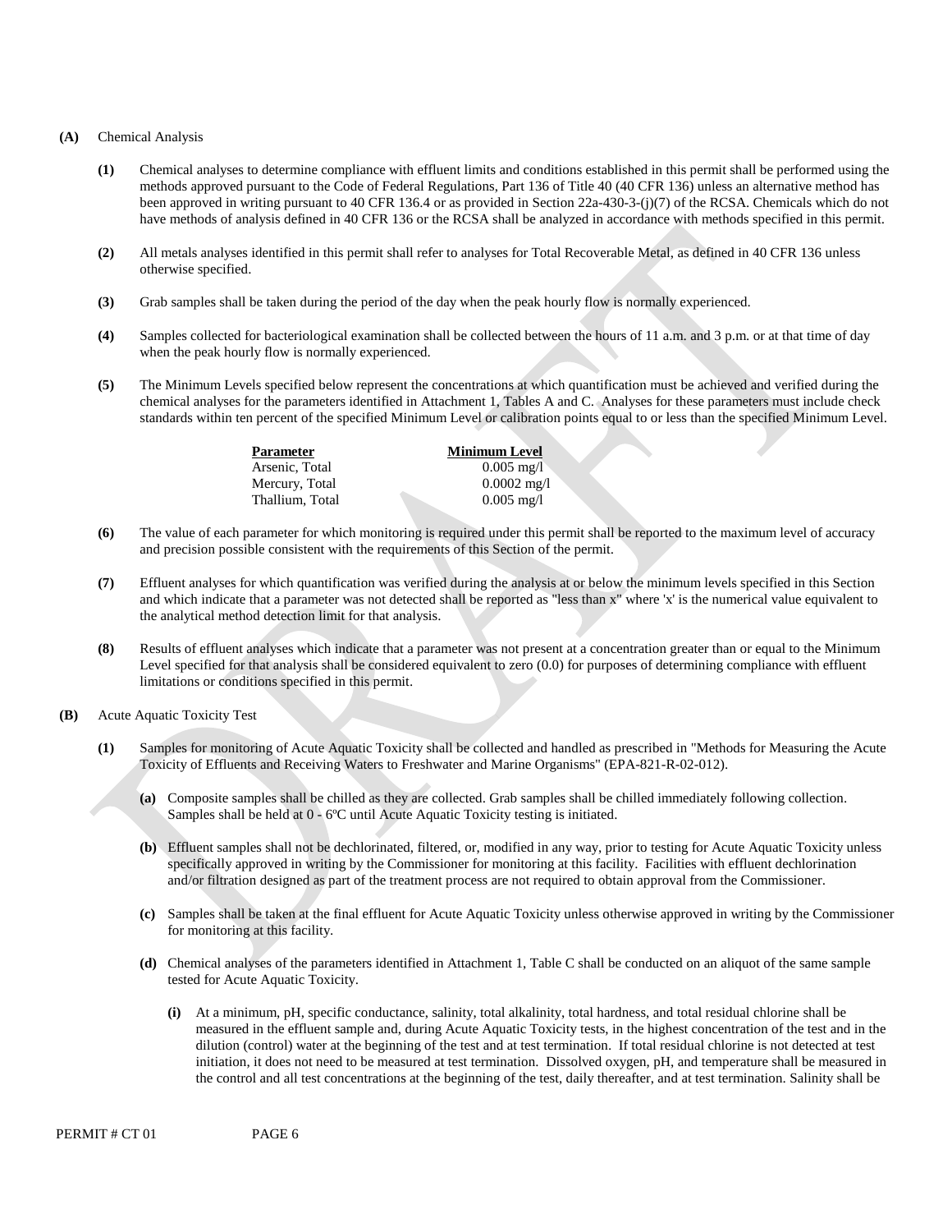**(A)** Chemical Analysis

**(1)** Chemical analyses to determine compliance with effluent limits and conditions established in this permit shall be performed using the methods approved pursuant to the Code of Federal Regulations, Part 136 of Title 40 (40 CFR 136) unless an alternative method has been approved in writing pursuant to 40 CFR 136.4 or as provided in Section 22a-430-3-(j)(7) of the RCSA. Chemicals which do not have methods of analysis defined in 40 CFR 136 or the RCSA shall be analyzed in accordance with methods specified in this permit.

**(2)** All metals analyses identified in this permit shall refer to analyses for Total Recoverable Metal, as defined in 40 CFR 136 unless otherwise specified.

**(3)** Grab samples shall be taken during the period of the day when the peak hourly flow is normally experienced.

**(4)** Samples collected for bacteriological examination shall be collected between the hours of 11 a.m. and 3 p.m. or at that time of day when the peak hourly flow is normally experienced.

**(5)** The Minimum Levels specified below represent the concentrations at which quantification must be achieved and verified during the chemical analyses for the parameters identified in Attachment 1, Tables A and C. Analyses for these parameters must include check standards within ten percent of the specified Minimum Level or calibration points equal to or less than the specified Minimum Level.

| Parameter | Minimum Level |
| --- | --- |
| Arsenic, Total | 0.005 mg/l |
| Mercury, Total | 0.0002 mg/l |
| Thallium, Total | 0.005 mg/l |

**(6)** The value of each parameter for which monitoring is required under this permit shall be reported to the maximum level of accuracy and precision possible consistent with the requirements of this Section of the permit.

**(7)** Effluent analyses for which quantification was verified during the analysis at or below the minimum levels specified in this Section and which indicate that a parameter was not detected shall be reported as "less than x" where 'x' is the numerical value equivalent to the analytical method detection limit for that analysis.

**(8)** Results of effluent analyses which indicate that a parameter was not present at a concentration greater than or equal to the Minimum Level specified for that analysis shall be considered equivalent to zero (0.0) for purposes of determining compliance with effluent limitations or conditions specified in this permit.

**(B)** Acute Aquatic Toxicity Test

**(1)** Samples for monitoring of Acute Aquatic Toxicity shall be collected and handled as prescribed in "Methods for Measuring the Acute Toxicity of Effluents and Receiving Waters to Freshwater and Marine Organisms" (EPA-821-R-02-012).

**(a)** Composite samples shall be chilled as they are collected. Grab samples shall be chilled immediately following collection. Samples shall be held at 0 - 6ºC until Acute Aquatic Toxicity testing is initiated.

**(b)** Effluent samples shall not be dechlorinated, filtered, or, modified in any way, prior to testing for Acute Aquatic Toxicity unless specifically approved in writing by the Commissioner for monitoring at this facility. Facilities with effluent dechlorination and/or filtration designed as part of the treatment process are not required to obtain approval from the Commissioner.

**(c)** Samples shall be taken at the final effluent for Acute Aquatic Toxicity unless otherwise approved in writing by the Commissioner for monitoring at this facility.

**(d)** Chemical analyses of the parameters identified in Attachment 1, Table C shall be conducted on an aliquot of the same sample tested for Acute Aquatic Toxicity.

**(i)** At a minimum, pH, specific conductance, salinity, total alkalinity, total hardness, and total residual chlorine shall be measured in the effluent sample and, during Acute Aquatic Toxicity tests, in the highest concentration of the test and in the dilution (control) water at the beginning of the test and at test termination. If total residual chlorine is not detected at test initiation, it does not need to be measured at test termination. Dissolved oxygen, pH, and temperature shall be measured in the control and all test concentrations at the beginning of the test, daily thereafter, and at test termination. Salinity shall be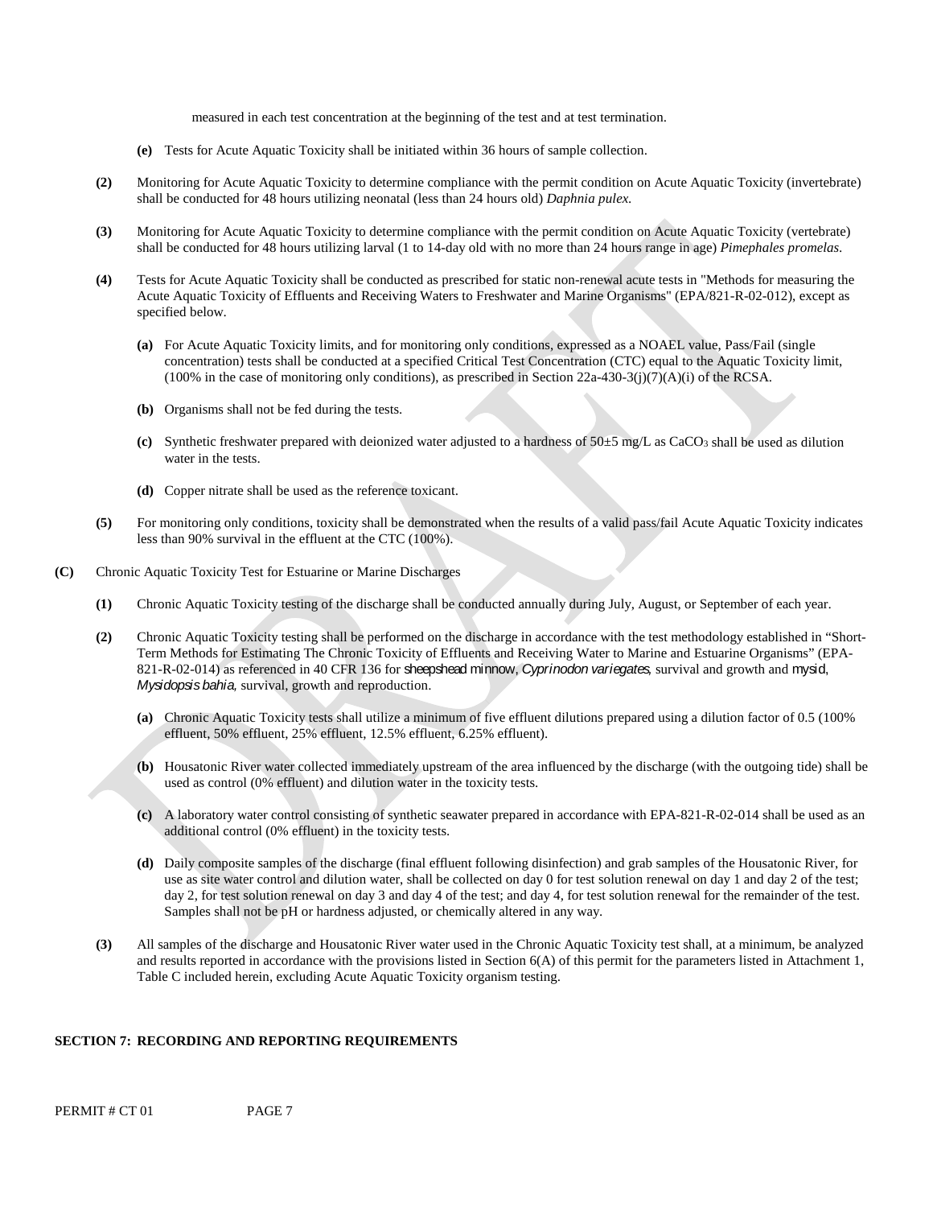measured in each test concentration at the beginning of the test and at test termination.

**(e)** Tests for Acute Aquatic Toxicity shall be initiated within 36 hours of sample collection.

**(2)** Monitoring for Acute Aquatic Toxicity to determine compliance with the permit condition on Acute Aquatic Toxicity (invertebrate) shall be conducted for 48 hours utilizing neonatal (less than 24 hours old) *Daphnia pulex.*

**(3)** Monitoring for Acute Aquatic Toxicity to determine compliance with the permit condition on Acute Aquatic Toxicity (vertebrate) shall be conducted for 48 hours utilizing larval (1 to 14-day old with no more than 24 hours range in age) *Pimephales promelas*.

**(4)** Tests for Acute Aquatic Toxicity shall be conducted as prescribed for static non-renewal acute tests in "Methods for measuring the Acute Aquatic Toxicity of Effluents and Receiving Waters to Freshwater and Marine Organisms" (EPA/821-R-02-012), except as specified below.

**(a)** For Acute Aquatic Toxicity limits, and for monitoring only conditions, expressed as a NOAEL value, Pass/Fail (single concentration) tests shall be conducted at a specified Critical Test Concentration (CTC) equal to the Aquatic Toxicity limit, (100% in the case of monitoring only conditions), as prescribed in Section 22a-430-3(j)(7)(A)(i) of the RCSA.

**(b)** Organisms shall not be fed during the tests.

**(c)** Synthetic freshwater prepared with deionized water adjusted to a hardness of 50±5 mg/L as $CaCO_3$ shall be used as dilution water in the tests.

**(d)** Copper nitrate shall be used as the reference toxicant.

**(5)** For monitoring only conditions, toxicity shall be demonstrated when the results of a valid pass/fail Acute Aquatic Toxicity indicates less than 90% survival in the effluent at the CTC (100%).

**(C)** Chronic Aquatic Toxicity Test for Estuarine or Marine Discharges

**(1)** Chronic Aquatic Toxicity testing of the discharge shall be conducted annually during July, August, or September of each year.

**(2)** Chronic Aquatic Toxicity testing shall be performed on the discharge in accordance with the test methodology established in "Short-Term Methods for Estimating The Chronic Toxicity of Effluents and Receiving Water to Marine and Estuarine Organisms" (EPA-821-R-02-014) as referenced in 40 CFR 136 for sheepshead minnow, *Cyprinodon variegates*, survival and growth and mysid, *Mysidopsis bahia*, survival, growth and reproduction.

**(a)** Chronic Aquatic Toxicity tests shall utilize a minimum of five effluent dilutions prepared using a dilution factor of 0.5 (100% effluent, 50% effluent, 25% effluent, 12.5% effluent, 6.25% effluent).

**(b)** Housatonic River water collected immediately upstream of the area influenced by the discharge (with the outgoing tide) shall be used as control (0% effluent) and dilution water in the toxicity tests.

**(c)** A laboratory water control consisting of synthetic seawater prepared in accordance with EPA-821-R-02-014 shall be used as an additional control (0% effluent) in the toxicity tests.

**(d)** Daily composite samples of the discharge (final effluent following disinfection) and grab samples of the Housatonic River, for use as site water control and dilution water, shall be collected on day 0 for test solution renewal on day 1 and day 2 of the test; day 2, for test solution renewal on day 3 and day 4 of the test; and day 4, for test solution renewal for the remainder of the test. Samples shall not be pH or hardness adjusted, or chemically altered in any way.

**(3)** All samples of the discharge and Housatonic River water used in the Chronic Aquatic Toxicity test shall, at a minimum, be analyzed and results reported in accordance with the provisions listed in Section 6(A) of this permit for the parameters listed in Attachment 1, Table C included herein, excluding Acute Aquatic Toxicity organism testing.

## SECTION 7: RECORDING AND REPORTING REQUIREMENTS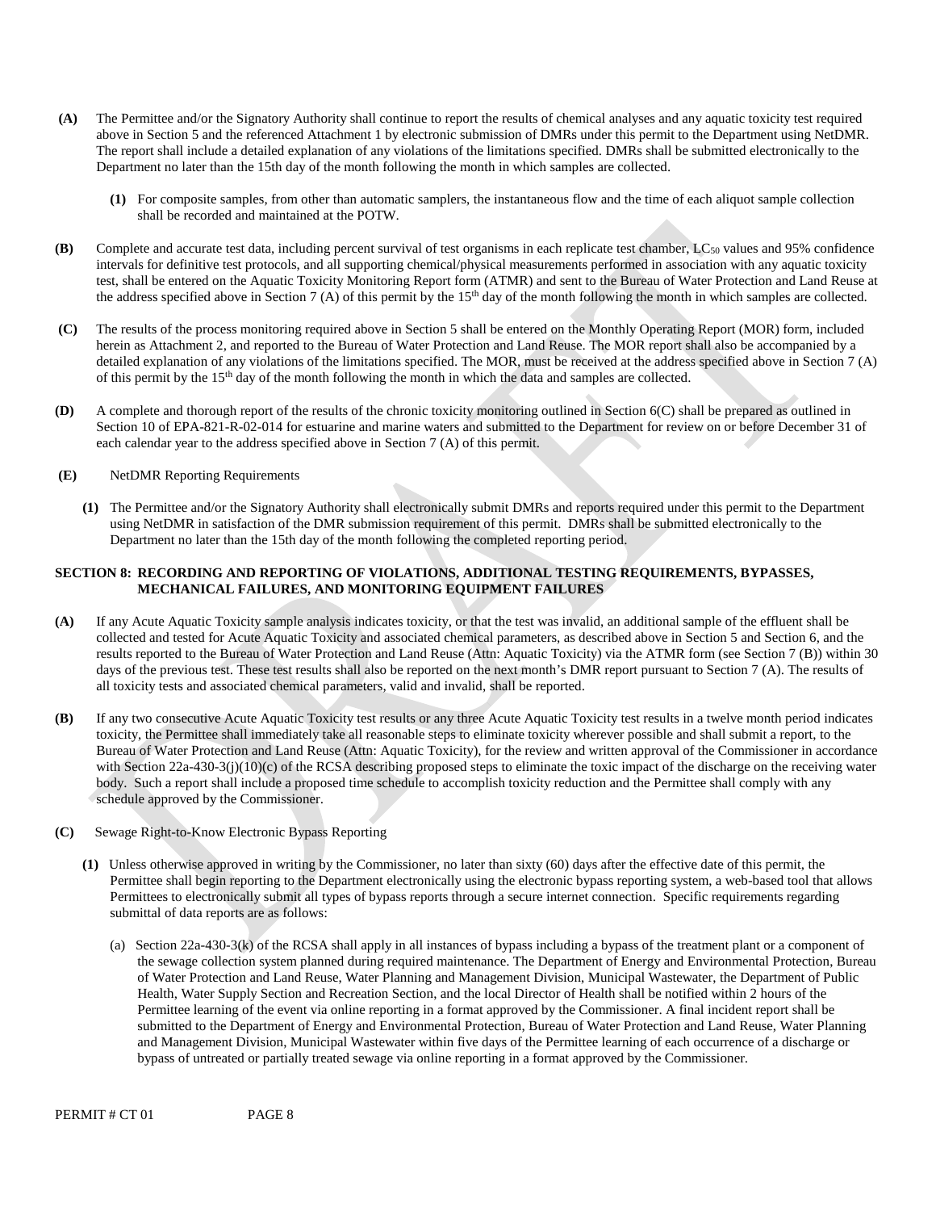**(A)** The Permittee and/or the Signatory Authority shall continue to report the results of chemical analyses and any aquatic toxicity test required above in Section 5 and the referenced Attachment 1 by electronic submission of DMRs under this permit to the Department using NetDMR. The report shall include a detailed explanation of any violations of the limitations specified. DMRs shall be submitted electronically to the Department no later than the 15th day of the month following the month in which samples are collected.

**(1)** For composite samples, from other than automatic samplers, the instantaneous flow and the time of each aliquot sample collection shall be recorded and maintained at the POTW.

**(B)** Complete and accurate test data, including percent survival of test organisms in each replicate test chamber, $LC_{50}$ values and 95% confidence intervals for definitive test protocols, and all supporting chemical/physical measurements performed in association with any aquatic toxicity test, shall be entered on the Aquatic Toxicity Monitoring Report form (ATMR) and sent to the Bureau of Water Protection and Land Reuse at the address specified above in Section 7 (A) of this permit by the 15th day of the month following the month in which samples are collected.

**(C)** The results of the process monitoring required above in Section 5 shall be entered on the Monthly Operating Report (MOR) form, included herein as Attachment 2, and reported to the Bureau of Water Protection and Land Reuse. The MOR report shall also be accompanied by a detailed explanation of any violations of the limitations specified. The MOR, must be received at the address specified above in Section 7 (A) of this permit by the 15th day of the month following the month in which the data and samples are collected.

**(D)** A complete and thorough report of the results of the chronic toxicity monitoring outlined in Section 6(C) shall be prepared as outlined in Section 10 of EPA-821-R-02-014 for estuarine and marine waters and submitted to the Department for review on or before December 31 of each calendar year to the address specified above in Section 7 (A) of this permit.

**(E)** NetDMR Reporting Requirements

**(1)** The Permittee and/or the Signatory Authority shall electronically submit DMRs and reports required under this permit to the Department using NetDMR in satisfaction of the DMR submission requirement of this permit. DMRs shall be submitted electronically to the Department no later than the 15th day of the month following the completed reporting period.

## SECTION 8: RECORDING AND REPORTING OF VIOLATIONS, ADDITIONAL TESTING REQUIREMENTS, BYPASSES, MECHANICAL FAILURES, AND MONITORING EQUIPMENT FAILURES

**(A)** If any Acute Aquatic Toxicity sample analysis indicates toxicity, or that the test was invalid, an additional sample of the effluent shall be collected and tested for Acute Aquatic Toxicity and associated chemical parameters, as described above in Section 5 and Section 6, and the results reported to the Bureau of Water Protection and Land Reuse (Attn: Aquatic Toxicity) via the ATMR form (see Section 7 (B)) within 30 days of the previous test. These test results shall also be reported on the next month's DMR report pursuant to Section 7 (A). The results of all toxicity tests and associated chemical parameters, valid and invalid, shall be reported.

**(B)** If any two consecutive Acute Aquatic Toxicity test results or any three Acute Aquatic Toxicity test results in a twelve month period indicates toxicity, the Permittee shall immediately take all reasonable steps to eliminate toxicity wherever possible and shall submit a report, to the Bureau of Water Protection and Land Reuse (Attn: Aquatic Toxicity), for the review and written approval of the Commissioner in accordance with Section 22a-430-3(j)(10)(c) of the RCSA describing proposed steps to eliminate the toxic impact of the discharge on the receiving water body. Such a report shall include a proposed time schedule to accomplish toxicity reduction and the Permittee shall comply with any schedule approved by the Commissioner.

**(C)** Sewage Right-to-Know Electronic Bypass Reporting

**(1)** Unless otherwise approved in writing by the Commissioner, no later than sixty (60) days after the effective date of this permit, the Permittee shall begin reporting to the Department electronically using the electronic bypass reporting system, a web-based tool that allows Permittees to electronically submit all types of bypass reports through a secure internet connection. Specific requirements regarding submittal of data reports are as follows:

(a) Section 22a-430-3(k) of the RCSA shall apply in all instances of bypass including a bypass of the treatment plant or a component of the sewage collection system planned during required maintenance. The Department of Energy and Environmental Protection, Bureau of Water Protection and Land Reuse, Water Planning and Management Division, Municipal Wastewater, the Department of Public Health, Water Supply Section and Recreation Section, and the local Director of Health shall be notified within 2 hours of the Permittee learning of the event via online reporting in a format approved by the Commissioner. A final incident report shall be submitted to the Department of Energy and Environmental Protection, Bureau of Water Protection and Land Reuse, Water Planning and Management Division, Municipal Wastewater within five days of the Permittee learning of each occurrence of a discharge or bypass of untreated or partially treated sewage via online reporting in a format approved by the Commissioner.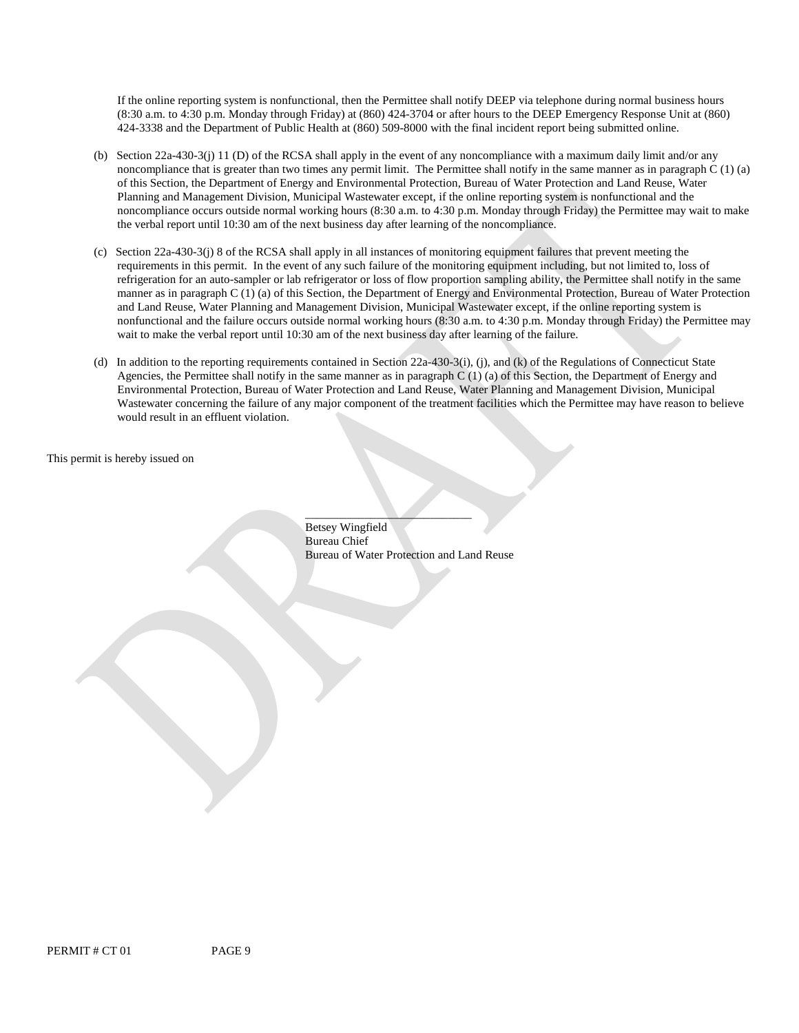If the online reporting system is nonfunctional, then the Permittee shall notify DEEP via telephone during normal business hours (8:30 a.m. to 4:30 p.m. Monday through Friday) at (860) 424-3704 or after hours to the DEEP Emergency Response Unit at (860) 424-3338 and the Department of Public Health at (860) 509-8000 with the final incident report being submitted online.

(b) Section 22a-430-3(j) 11 (D) of the RCSA shall apply in the event of any noncompliance with a maximum daily limit and/or any noncompliance that is greater than two times any permit limit. The Permittee shall notify in the same manner as in paragraph C (1) (a) of this Section, the Department of Energy and Environmental Protection, Bureau of Water Protection and Land Reuse, Water Planning and Management Division, Municipal Wastewater except, if the online reporting system is nonfunctional and the noncompliance occurs outside normal working hours (8:30 a.m. to 4:30 p.m. Monday through Friday) the Permittee may wait to make the verbal report until 10:30 am of the next business day after learning of the noncompliance.

(c) Section 22a-430-3(j) 8 of the RCSA shall apply in all instances of monitoring equipment failures that prevent meeting the requirements in this permit. In the event of any such failure of the monitoring equipment including, but not limited to, loss of refrigeration for an auto-sampler or lab refrigerator or loss of flow proportion sampling ability, the Permittee shall notify in the same manner as in paragraph C (1) (a) of this Section, the Department of Energy and Environmental Protection, Bureau of Water Protection and Land Reuse, Water Planning and Management Division, Municipal Wastewater except, if the online reporting system is nonfunctional and the failure occurs outside normal working hours (8:30 a.m. to 4:30 p.m. Monday through Friday) the Permittee may wait to make the verbal report until 10:30 am of the next business day after learning of the failure.

(d) In addition to the reporting requirements contained in Section 22a-430-3(i), (j), and (k) of the Regulations of Connecticut State Agencies, the Permittee shall notify in the same manner as in paragraph C (1) (a) of this Section, the Department of Energy and Environmental Protection, Bureau of Water Protection and Land Reuse, Water Planning and Management Division, Municipal Wastewater concerning the failure of any major component of the treatment facilities which the Permittee may have reason to believe would result in an effluent violation.

This permit is hereby issued on

\_\_\_\_\_\_\_\_\_\_\_\_\_\_\_\_\_\_\_\_\_\_\_\_\_\_\_\_

Betsey Wingfield
Bureau Chief
Bureau of Water Protection and Land Reuse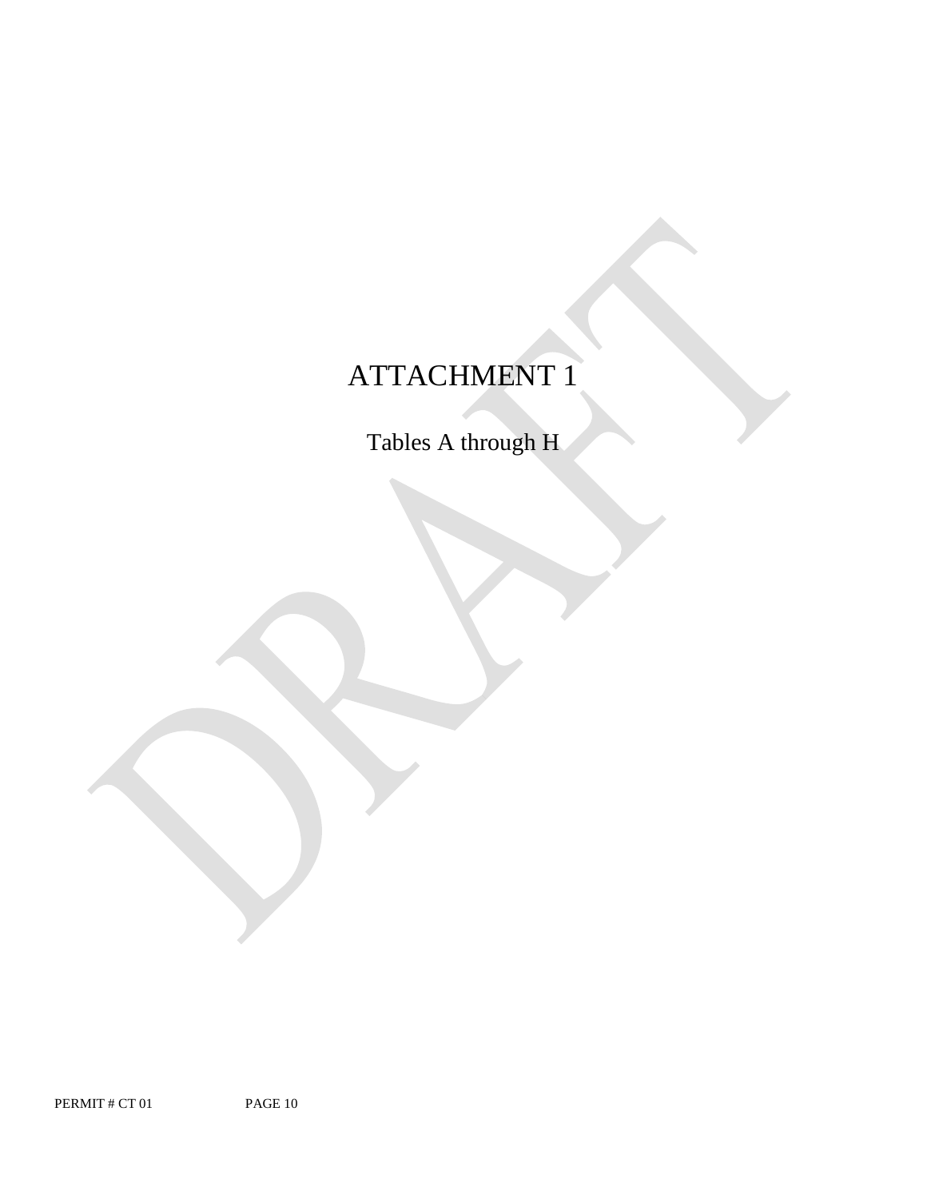# ATTACHMENT 1

Tables A through H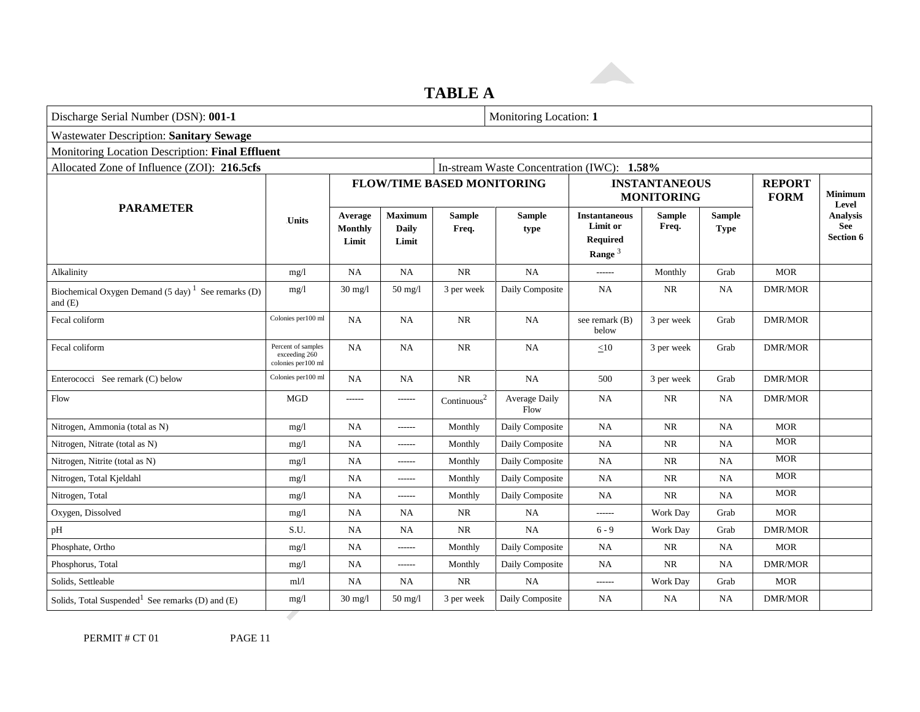# TABLE A

| Discharge Serial Number (DSN): **001-1** | | | | | | Monitoring Location: **1** | | | | |
|---|---|---|---|---|---|---|---|---|---|---|
| Wastewater Description: **Sanitary Sewage** | | | | | | | | | | |
| Monitoring Location Description: **Final Effluent** | | | | | | | | | | |
| Allocated Zone of Influence (ZOI): **216.5cfs** | | | | In-stream Waste Concentration (IWC): **1.58%** | | | | | | |
| **PARAMETER** | **Units** | **FLOW/TIME BASED MONITORING** | | | | **INSTANTANEOUS MONITORING** | | | **REPORT FORM** | **Minimum Level Analysis See Section 6** |
| | | **Average Monthly Limit** | **Maximum Daily Limit** | **Sample Freq.** | **Sample type** | **Instantaneous Limit or Required Range** [3] | **Sample Freq.** | **Sample Type** | | |
| Alkalinity | mg/l | NA | NA | NR | NA | ------ | Monthly | Grab | MOR | |
| Biochemical Oxygen Demand (5 day) [1] See remarks (D) and (E) | mg/l | 30 mg/l | 50 mg/l | 3 per week | Daily Composite | NA | NR | NA | DMR/MOR | |
| Fecal coliform | Colonies per100 ml | NA | NA | NR | NA | see remark (B) below | 3 per week | Grab | DMR/MOR | |
| Fecal coliform | Percent of samples exceeding 260 colonies per100 ml | NA | NA | NR | NA | $\leq$10 | 3 per week | Grab | DMR/MOR | |
| Enterococci See remark (C) below | Colonies per100 ml | NA | NA | NR | NA | 500 | 3 per week | Grab | DMR/MOR | |
| Flow | MGD | ------ | ------ | Continuous[2] | Average Daily Flow | NA | NR | NA | DMR/MOR | |
| Nitrogen, Ammonia (total as N) | mg/l | NA | ------ | Monthly | Daily Composite | NA | NR | NA | MOR | |
| Nitrogen, Nitrate (total as N) | mg/l | NA | ------ | Monthly | Daily Composite | NA | NR | NA | MOR | |
| Nitrogen, Nitrite (total as N) | mg/l | NA | ------ | Monthly | Daily Composite | NA | NR | NA | MOR | |
| Nitrogen, Total Kjeldahl | mg/l | NA | ------ | Monthly | Daily Composite | NA | NR | NA | MOR | |
| Nitrogen, Total | mg/l | NA | ------ | Monthly | Daily Composite | NA | NR | NA | MOR | |
| Oxygen, Dissolved | mg/l | NA | NA | NR | NA | ------ | Work Day | Grab | MOR | |
| pH | S.U. | NA | NA | NR | NA | 6 - 9 | Work Day | Grab | DMR/MOR | |
| Phosphate, Ortho | mg/l | NA | ------ | Monthly | Daily Composite | NA | NR | NA | MOR | |
| Phosphorus, Total | mg/l | NA | ------ | Monthly | Daily Composite | NA | NR | NA | DMR/MOR | |
| Solids, Settleable | ml/l | NA | NA | NR | NA | ------ | Work Day | Grab | MOR | |
| Solids, Total Suspended[1] See remarks (D) and (E) | mg/l | 30 mg/l | 50 mg/l | 3 per week | Daily Composite | NA | NA | NA | DMR/MOR | |

PERMIT # CT 01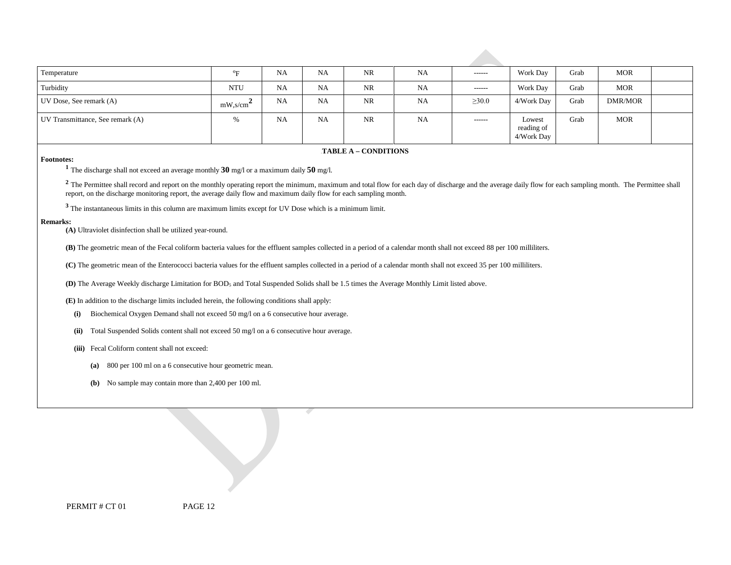| Temperature | ºF | NA | NA | NR | NA | ------ | Work Day | Grab | MOR | |
|---|---|---|---|---|---|---|---|---|---|---|
| Turbidity | NTU | NA | NA | NR | NA | ------ | Work Day | Grab | MOR | |
| UV Dose, See remark (A) | $mW,s/cm^2$ | NA | NA | NR | NA | ≥30.0 | 4/Work Day | Grab | DMR/MOR | |
| UV Transmittance, See remark (A) | % | NA | NA | NR | NA | ------ | Lowest reading of 4/Work Day | Grab | MOR | |

**TABLE A – CONDITIONS**

**Footnotes:**

[1] The discharge shall not exceed an average monthly **30** mg/l or a maximum daily **50** mg/l.

[2] The Permittee shall record and report on the monthly operating report the minimum, maximum and total flow for each day of discharge and the average daily flow for each sampling month. The Permittee shall report, on the discharge monitoring report, the average daily flow and maximum daily flow for each sampling month.

[3] The instantaneous limits in this column are maximum limits except for UV Dose which is a minimum limit.

**Remarks:**

**(A)** Ultraviolet disinfection shall be utilized year-round.

**(B)** The geometric mean of the Fecal coliform bacteria values for the effluent samples collected in a period of a calendar month shall not exceed 88 per 100 milliliters.

**(C)** The geometric mean of the Enterococci bacteria values for the effluent samples collected in a period of a calendar month shall not exceed 35 per 100 milliliters.

**(D)** The Average Weekly discharge Limitation for $BOD_5$ and Total Suspended Solids shall be 1.5 times the Average Monthly Limit listed above.

**(E)** In addition to the discharge limits included herein, the following conditions shall apply:

- **(i)** Biochemical Oxygen Demand shall not exceed 50 mg/l on a 6 consecutive hour average.
- **(ii)** Total Suspended Solids content shall not exceed 50 mg/l on a 6 consecutive hour average.
- **(iii)** Fecal Coliform content shall not exceed:
  - **(a)** 800 per 100 ml on a 6 consecutive hour geometric mean.
  - **(b)** No sample may contain more than 2,400 per 100 ml.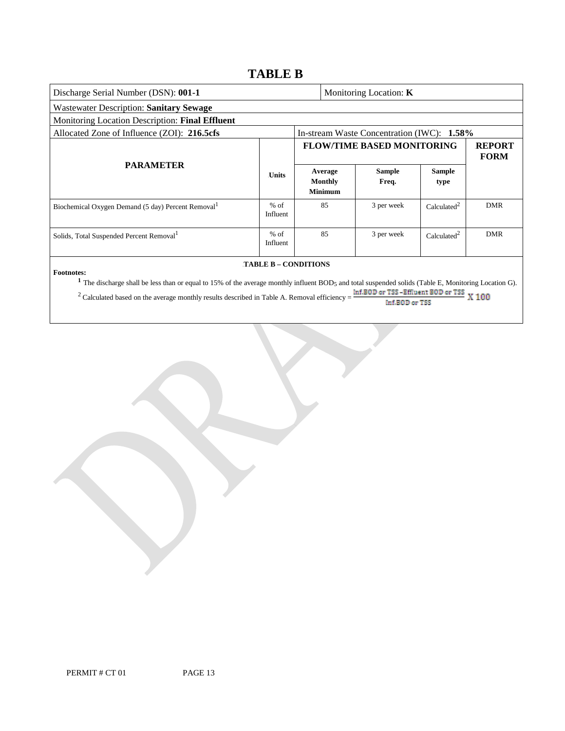# TABLE B

| Discharge Serial Number (DSN): **001-1** | | | Monitoring Location: **K** | | |
|---|---|---|---|---|---|
| Wastewater Description: **Sanitary Sewage** | | | | | |
| Monitoring Location Description: **Final Effluent** | | | | | |
| Allocated Zone of Influence (ZOI): **216.5cfs** | | In-stream Waste Concentration (IWC): **1.58%** | | | |
| **PARAMETER** | **Units** | **FLOW/TIME BASED MONITORING** | | | **REPORT FORM** |
| | | **Average Monthly Minimum** | **Sample Freq.** | **Sample type** | |
| Biochemical Oxygen Demand (5 day) Percent Removal[1] | % of Influent | 85 | 3 per week | Calculated[2] | DMR |
| Solids, Total Suspended Percent Removal[1] | % of Influent | 85 | 3 per week | Calculated[2] | DMR |

**TABLE B – CONDITIONS**

**Footnotes:**

[1] The discharge shall be less than or equal to 15% of the average monthly influent $BOD_5$ and total suspended solids (Table E, Monitoring Location G).

[2] Calculated based on the average monthly results described in Table A. Removal efficiency = $\frac{\text{Inf.BOD or TSS} - \text{Effluent BOD or TSS}}{\text{Inf.BOD or TSS}} \times 100$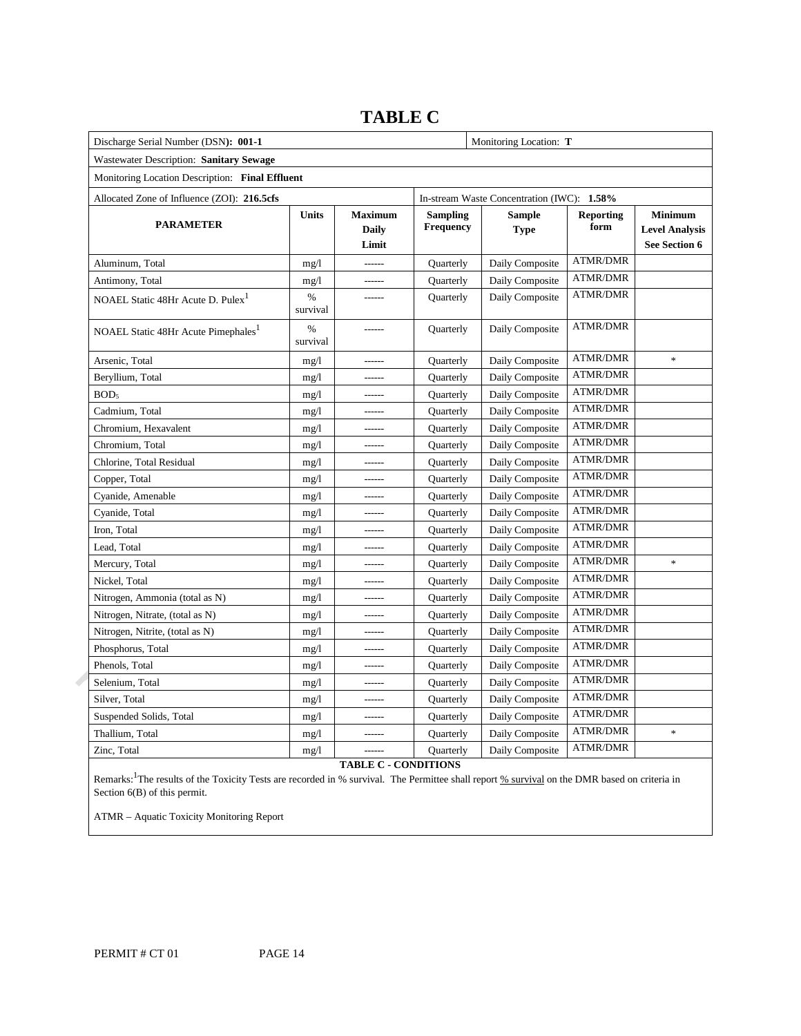# TABLE C

| Discharge Serial Number (DSN): **001-1** | | | | Monitoring Location: **T** | | |
|---|---|---|---|---|---|---|
| Wastewater Description: **Sanitary Sewage** | | | | | | |
| Monitoring Location Description: **Final Effluent** | | | | | | |
| Allocated Zone of Influence (ZOI): **216.5cfs** | | | In-stream Waste Concentration (IWC): **1.58%** | | | |
| **PARAMETER** | **Units** | **Maximum Daily Limit** | **Sampling Frequency** | **Sample Type** | **Reporting form** | **Minimum Level Analysis See Section 6** |
| Aluminum, Total | mg/l | ------ | Quarterly | Daily Composite | ATMR/DMR | |
| Antimony, Total | mg/l | ------ | Quarterly | Daily Composite | ATMR/DMR | |
| NOAEL Static 48Hr Acute D. Pulex[1] | % survival | ------ | Quarterly | Daily Composite | ATMR/DMR | |
| NOAEL Static 48Hr Acute Pimephales[1] | % survival | ------ | Quarterly | Daily Composite | ATMR/DMR | |
| Arsenic, Total | mg/l | ------ | Quarterly | Daily Composite | ATMR/DMR | * |
| Beryllium, Total | mg/l | ------ | Quarterly | Daily Composite | ATMR/DMR | |
| $BOD_5$ | mg/l | ------ | Quarterly | Daily Composite | ATMR/DMR | |
| Cadmium, Total | mg/l | ------ | Quarterly | Daily Composite | ATMR/DMR | |
| Chromium, Hexavalent | mg/l | ------ | Quarterly | Daily Composite | ATMR/DMR | |
| Chromium, Total | mg/l | ------ | Quarterly | Daily Composite | ATMR/DMR | |
| Chlorine, Total Residual | mg/l | ------ | Quarterly | Daily Composite | ATMR/DMR | |
| Copper, Total | mg/l | ------ | Quarterly | Daily Composite | ATMR/DMR | |
| Cyanide, Amenable | mg/l | ------ | Quarterly | Daily Composite | ATMR/DMR | |
| Cyanide, Total | mg/l | ------ | Quarterly | Daily Composite | ATMR/DMR | |
| Iron, Total | mg/l | ------ | Quarterly | Daily Composite | ATMR/DMR | |
| Lead, Total | mg/l | ------ | Quarterly | Daily Composite | ATMR/DMR | |
| Mercury, Total | mg/l | ------ | Quarterly | Daily Composite | ATMR/DMR | * |
| Nickel, Total | mg/l | ------ | Quarterly | Daily Composite | ATMR/DMR | |
| Nitrogen, Ammonia (total as N) | mg/l | ------ | Quarterly | Daily Composite | ATMR/DMR | |
| Nitrogen, Nitrate, (total as N) | mg/l | ------ | Quarterly | Daily Composite | ATMR/DMR | |
| Nitrogen, Nitrite, (total as N) | mg/l | ------ | Quarterly | Daily Composite | ATMR/DMR | |
| Phosphorus, Total | mg/l | ------ | Quarterly | Daily Composite | ATMR/DMR | |
| Phenols, Total | mg/l | ------ | Quarterly | Daily Composite | ATMR/DMR | |
| Selenium, Total | mg/l | ------ | Quarterly | Daily Composite | ATMR/DMR | |
| Silver, Total | mg/l | ------ | Quarterly | Daily Composite | ATMR/DMR | |
| Suspended Solids, Total | mg/l | ------ | Quarterly | Daily Composite | ATMR/DMR | |
| Thallium, Total | mg/l | ------ | Quarterly | Daily Composite | ATMR/DMR | * |
| Zinc, Total | mg/l | ------ | Quarterly | Daily Composite | ATMR/DMR | |

**TABLE C - CONDITIONS**

Remarks:[1]The results of the Toxicity Tests are recorded in % survival. The Permittee shall report % survival on the DMR based on criteria in Section 6(B) of this permit.

ATMR – Aquatic Toxicity Monitoring Report

PERMIT # CT 01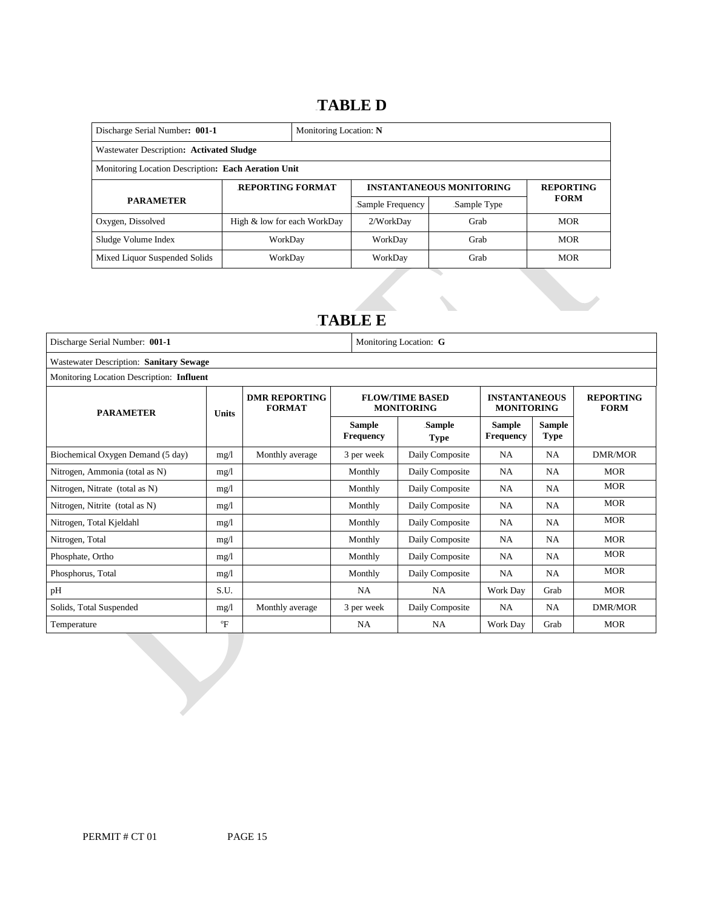# TABLE D

| Discharge Serial Number: **001-1** | Monitoring Location: **N** | | | |
|---|---|---|---|---|
| Wastewater Description: **Activated Sludge** | | | | |
| Monitoring Location Description: **Each Aeration Unit** | | | | |
| **PARAMETER** | **REPORTING FORMAT** | **INSTANTANEOUS MONITORING** | | **REPORTING FORM** |
| | | Sample Frequency | Sample Type | |
| Oxygen, Dissolved | High & low for each WorkDay | 2/WorkDay | Grab | MOR |
| Sludge Volume Index | WorkDay | WorkDay | Grab | MOR |
| Mixed Liquor Suspended Solids | WorkDay | WorkDay | Grab | MOR |

# TABLE E

| Discharge Serial Number: **001-1** | | | Monitoring Location: **G** | | | | |
|---|---|---|---|---|---|---|---|
| Wastewater Description: **Sanitary Sewage** | | | | | | | |
| Monitoring Location Description: **Influent** | | | | | | | |
| **PARAMETER** | **Units** | **DMR REPORTING FORMAT** | **FLOW/TIME BASED MONITORING** | | **INSTANTANEOUS MONITORING** | | **REPORTING FORM** |
| | | | **Sample Frequency** | **Sample Type** | **Sample Frequency** | **Sample Type** | |
| Biochemical Oxygen Demand (5 day) | mg/l | Monthly average | 3 per week | Daily Composite | NA | NA | DMR/MOR |
| Nitrogen, Ammonia (total as N) | mg/l | | Monthly | Daily Composite | NA | NA | MOR |
| Nitrogen, Nitrate (total as N) | mg/l | | Monthly | Daily Composite | NA | NA | MOR |
| Nitrogen, Nitrite (total as N) | mg/l | | Monthly | Daily Composite | NA | NA | MOR |
| Nitrogen, Total Kjeldahl | mg/l | | Monthly | Daily Composite | NA | NA | MOR |
| Nitrogen, Total | mg/l | | Monthly | Daily Composite | NA | NA | MOR |
| Phosphate, Ortho | mg/l | | Monthly | Daily Composite | NA | NA | MOR |
| Phosphorus, Total | mg/l | | Monthly | Daily Composite | NA | NA | MOR |
| pH | S.U. | | NA | NA | Work Day | Grab | MOR |
| Solids, Total Suspended | mg/l | Monthly average | 3 per week | Daily Composite | NA | NA | DMR/MOR |
| Temperature | °F | | NA | NA | Work Day | Grab | MOR |

PERMIT # CT 01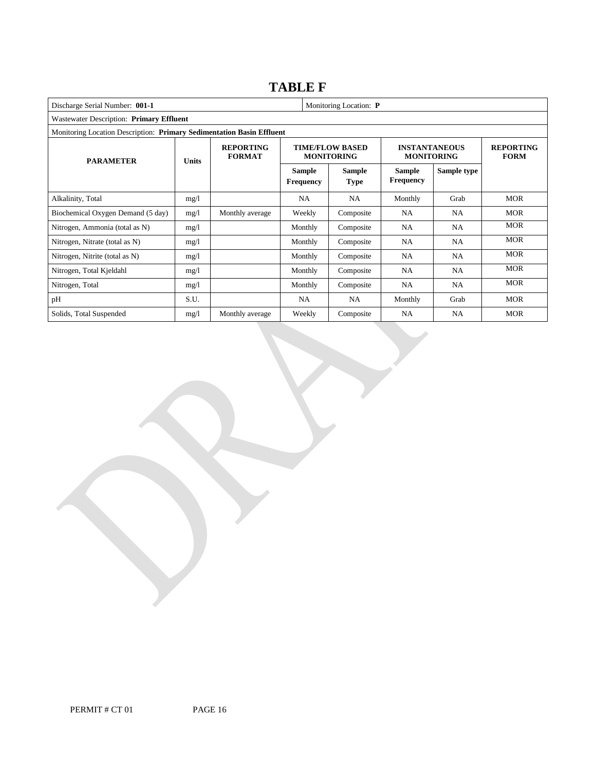# TABLE F

| Discharge Serial Number: **001-1** | | | | | Monitoring Location: **P** | | |
|---|---|---|---|---|---|---|---|
| Wastewater Description: **Primary Effluent** | | | | | | | |
| Monitoring Location Description: **Primary Sedimentation Basin Effluent** | | | | | | | |
| **PARAMETER** | **Units** | **REPORTING FORMAT** | **TIME/FLOW BASED MONITORING** | | **INSTANTANEOUS MONITORING** | | **REPORTING FORM** |
| | | | **Sample Frequency** | **Sample Type** | **Sample Frequency** | **Sample type** | |
| Alkalinity, Total | mg/l | | NA | NA | Monthly | Grab | MOR |
| Biochemical Oxygen Demand (5 day) | mg/l | Monthly average | Weekly | Composite | NA | NA | MOR |
| Nitrogen, Ammonia (total as N) | mg/l | | Monthly | Composite | NA | NA | MOR |
| Nitrogen, Nitrate (total as N) | mg/l | | Monthly | Composite | NA | NA | MOR |
| Nitrogen, Nitrite (total as N) | mg/l | | Monthly | Composite | NA | NA | MOR |
| Nitrogen, Total Kjeldahl | mg/l | | Monthly | Composite | NA | NA | MOR |
| Nitrogen, Total | mg/l | | Monthly | Composite | NA | NA | MOR |
| pH | S.U. | | NA | NA | Monthly | Grab | MOR |
| Solids, Total Suspended | mg/l | Monthly average | Weekly | Composite | NA | NA | MOR |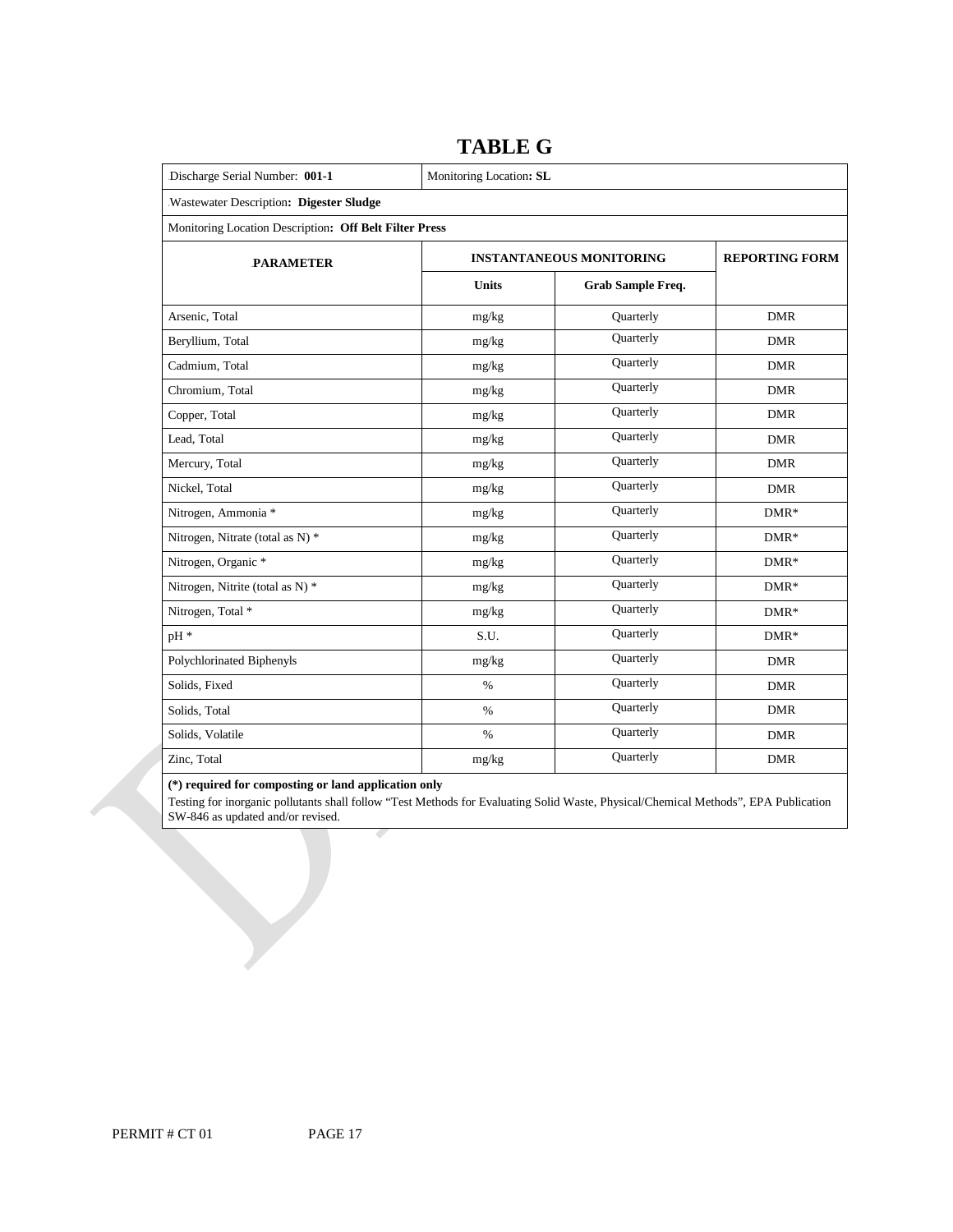# TABLE G

| Discharge Serial Number: **001-1** | Monitoring Location**: SL** | | |
|---|---|---|---|
| Wastewater Description**: Digester Sludge** | | | |
| Monitoring Location Description**: Off Belt Filter Press** | | | |
| **PARAMETER** | **INSTANTANEOUS MONITORING** | | **REPORTING FORM** |
| | **Units** | **Grab Sample Freq.** | |
| Arsenic, Total | mg/kg | Quarterly | DMR |
| Beryllium, Total | mg/kg | Quarterly | DMR |
| Cadmium, Total | mg/kg | Quarterly | DMR |
| Chromium, Total | mg/kg | Quarterly | DMR |
| Copper, Total | mg/kg | Quarterly | DMR |
| Lead, Total | mg/kg | Quarterly | DMR |
| Mercury, Total | mg/kg | Quarterly | DMR |
| Nickel, Total | mg/kg | Quarterly | DMR |
| Nitrogen, Ammonia * | mg/kg | Quarterly | DMR* |
| Nitrogen, Nitrate (total as N) * | mg/kg | Quarterly | DMR* |
| Nitrogen, Organic * | mg/kg | Quarterly | DMR* |
| Nitrogen, Nitrite (total as N) * | mg/kg | Quarterly | DMR* |
| Nitrogen, Total * | mg/kg | Quarterly | DMR* |
| pH * | S.U. | Quarterly | DMR* |
| Polychlorinated Biphenyls | mg/kg | Quarterly | DMR |
| Solids, Fixed | % | Quarterly | DMR |
| Solids, Total | % | Quarterly | DMR |
| Solids, Volatile | % | Quarterly | DMR |
| Zinc, Total | mg/kg | Quarterly | DMR |

**(*) required for composting or land application only**

Testing for inorganic pollutants shall follow "Test Methods for Evaluating Solid Waste, Physical/Chemical Methods", EPA Publication SW-846 as updated and/or revised.

PERMIT # CT 01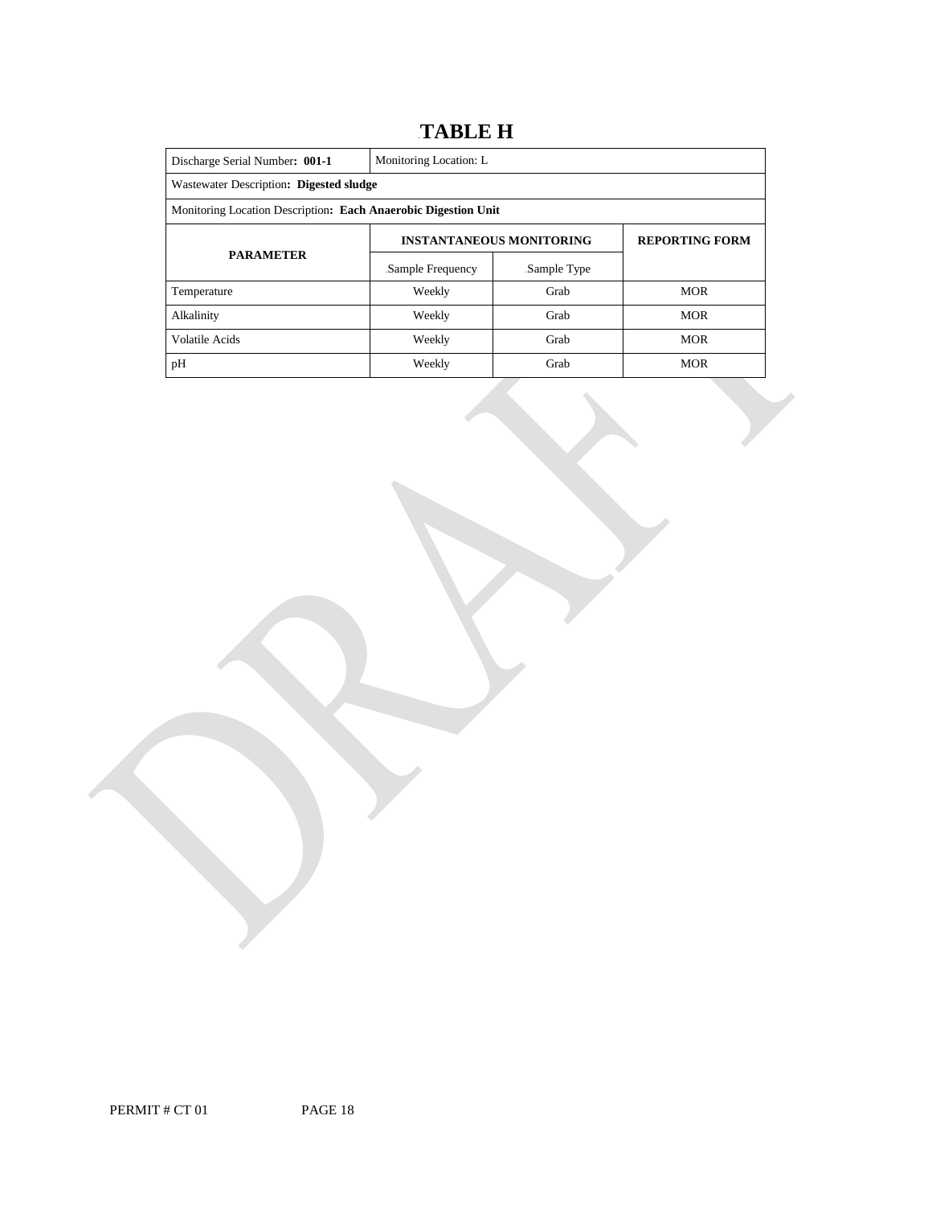# TABLE H

| Discharge Serial Number: **001-1** | Monitoring Location: L | | |
|---|---|---|---|
| Wastewater Description: **Digested sludge** | | | |
| Monitoring Location Description: **Each Anaerobic Digestion Unit** | | | |
| **PARAMETER** | **INSTANTANEOUS MONITORING** | | **REPORTING FORM** |
| | Sample Frequency | Sample Type | |
| Temperature | Weekly | Grab | MOR |
| Alkalinity | Weekly | Grab | MOR |
| Volatile Acids | Weekly | Grab | MOR |
| pH | Weekly | Grab | MOR |

PERMIT # CT 01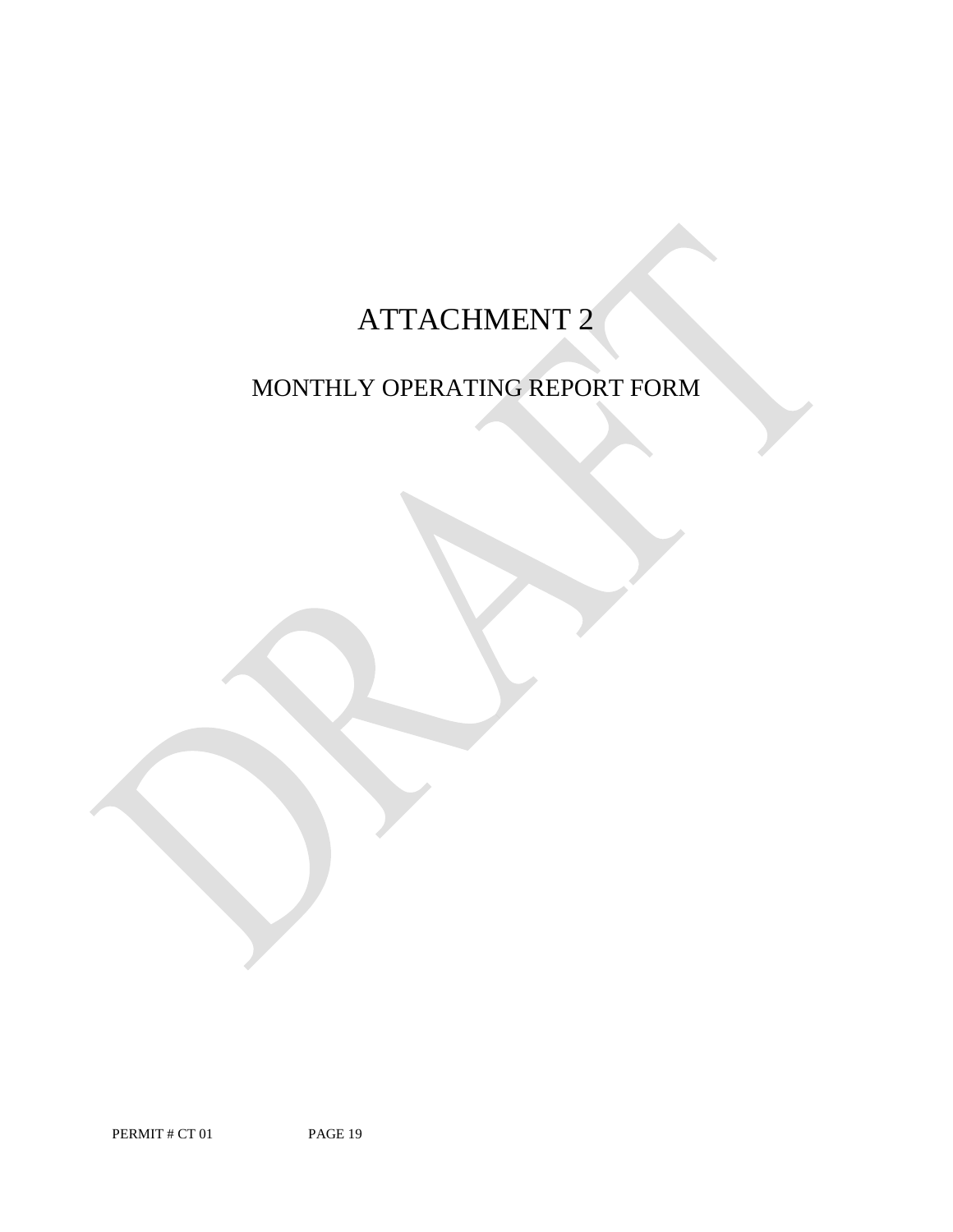# ATTACHMENT 2

## MONTHLY OPERATING REPORT FORM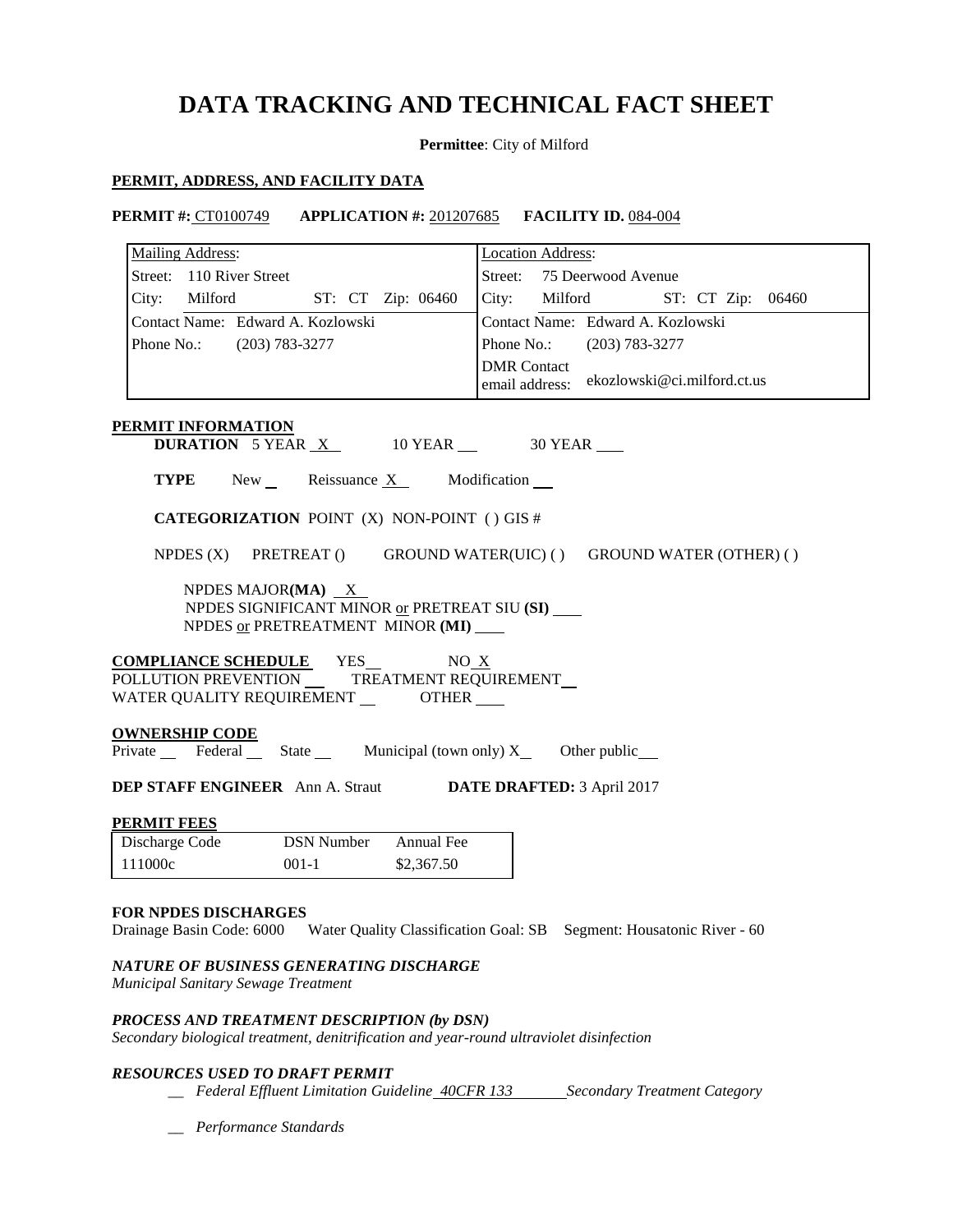# DATA TRACKING AND TECHNICAL FACT SHEET

**Permittee**: City of Milford

## PERMIT, ADDRESS, AND FACILITY DATA

**PERMIT #:** CT0100749 **APPLICATION #:** 201207685 **FACILITY ID.** 084-004

| Mailing Address: | Location Address: |
|---|---|
| Street: 110 River Street | Street: 75 Deerwood Avenue |
| City: Milford ST: CT Zip: 06460 | City: Milford ST: CT Zip: 06460 |
| Contact Name: Edward A. Kozlowski | Contact Name: Edward A. Kozlowski |
| Phone No.: (203) 783-3277 | Phone No.: (203) 783-3277 |
| | DMR Contact email address: ekozlowski@ci.milford.ct.us |

## PERMIT INFORMATION

**DURATION** 5 YEAR X 10 YEAR __ 30 YEAR __

**TYPE** New __ Reissuance X Modification __

**CATEGORIZATION** POINT (X) NON-POINT ( ) GIS #

NPDES (X) PRETREAT () GROUND WATER(UIC) ( ) GROUND WATER (OTHER) ( )

NPDES MAJOR**(MA)** X
NPDES SIGNIFICANT MINOR or PRETREAT SIU **(SI)** __
NPDES or PRETREATMENT MINOR **(MI)** __

**COMPLIANCE SCHEDULE** YES__ NO X
POLLUTION PREVENTION __ TREATMENT REQUIREMENT __
WATER QUALITY REQUIREMENT __ OTHER __

**OWNERSHIP CODE**
Private __ Federal __ State __ Municipal (town only) X Other public __

**DEP STAFF ENGINEER** Ann A. Straut **DATE DRAFTED:** 3 April 2017

**PERMIT FEES**

| Discharge Code | DSN Number | Annual Fee |
|---|---|---|
| 111000c | 001-1 | $2,367.50 |

**FOR NPDES DISCHARGES**
Drainage Basin Code: 6000 Water Quality Classification Goal: SB Segment: Housatonic River - 60

***NATURE OF BUSINESS GENERATING DISCHARGE***
*Municipal Sanitary Sewage Treatment*

***PROCESS AND TREATMENT DESCRIPTION (by DSN)***
*Secondary biological treatment, denitrification and year-round ultraviolet disinfection*

***RESOURCES USED TO DRAFT PERMIT***

__ *Federal Effluent Limitation Guideline 40CFR 133 Secondary Treatment Category*

__ *Performance Standards*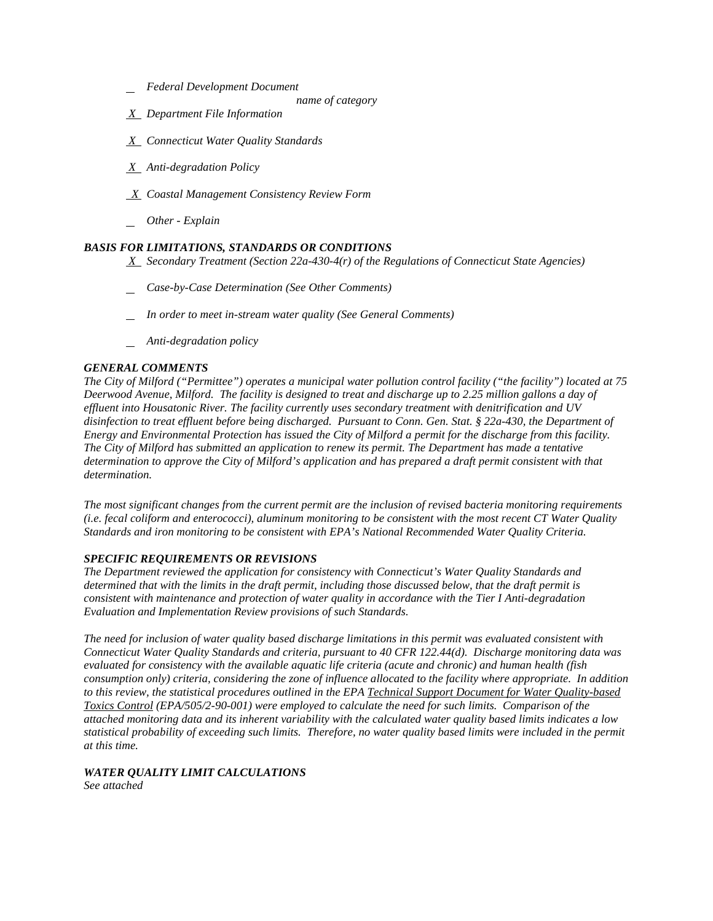_ *Federal Development Document*

*name of category*

_X_ *Department File Information*

_X_ *Connecticut Water Quality Standards*

_X_ *Anti-degradation Policy*

_X_ *Coastal Management Consistency Review Form*

_ *Other - Explain*

***BASIS FOR LIMITATIONS, STANDARDS OR CONDITIONS***

_X_ *Secondary Treatment (Section 22a-430-4(r) of the Regulations of Connecticut State Agencies)*

_ *Case-by-Case Determination (See Other Comments)*

_ *In order to meet in-stream water quality (See General Comments)*

_ *Anti-degradation policy*

***GENERAL COMMENTS***

*The City of Milford ("Permittee") operates a municipal water pollution control facility ("the facility") located at 75 Deerwood Avenue, Milford. The facility is designed to treat and discharge up to 2.25 million gallons a day of effluent into Housatonic River. The facility currently uses secondary treatment with denitrification and UV disinfection to treat effluent before being discharged. Pursuant to Conn. Gen. Stat. § 22a-430, the Department of Energy and Environmental Protection has issued the City of Milford a permit for the discharge from this facility. The City of Milford has submitted an application to renew its permit. The Department has made a tentative determination to approve the City of Milford's application and has prepared a draft permit consistent with that determination.*

*The most significant changes from the current permit are the inclusion of revised bacteria monitoring requirements (i.e. fecal coliform and enterococci), aluminum monitoring to be consistent with the most recent CT Water Quality Standards and iron monitoring to be consistent with EPA's National Recommended Water Quality Criteria.*

***SPECIFIC REQUIREMENTS OR REVISIONS***

*The Department reviewed the application for consistency with Connecticut's Water Quality Standards and determined that with the limits in the draft permit, including those discussed below, that the draft permit is consistent with maintenance and protection of water quality in accordance with the Tier I Anti-degradation Evaluation and Implementation Review provisions of such Standards.*

*The need for inclusion of water quality based discharge limitations in this permit was evaluated consistent with Connecticut Water Quality Standards and criteria, pursuant to 40 CFR 122.44(d). Discharge monitoring data was evaluated for consistency with the available aquatic life criteria (acute and chronic) and human health (fish consumption only) criteria, considering the zone of influence allocated to the facility where appropriate. In addition to this review, the statistical procedures outlined in the EPA Technical Support Document for Water Quality-based Toxics Control (EPA/505/2-90-001) were employed to calculate the need for such limits. Comparison of the attached monitoring data and its inherent variability with the calculated water quality based limits indicates a low statistical probability of exceeding such limits. Therefore, no water quality based limits were included in the permit at this time.*

***WATER QUALITY LIMIT CALCULATIONS***

*See attached*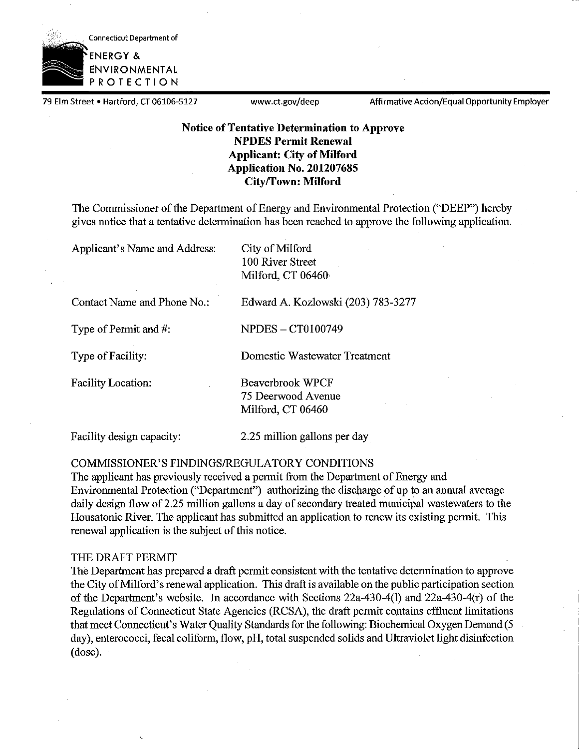Connecticut Department of

ENERGY & ENVIRONMENTAL PROTECTION

79 Elm Street • Hartford, CT 06106-5127 www.ct.gov/deep Affirmative Action/Equal Opportunity Employer

**Notice of Tentative Determination to Approve**
**NPDES Permit Renewal**
**Applicant: City of Milford**
**Application No. 201207685**
**City/Town: Milford**

The Commissioner of the Department of Energy and Environmental Protection ("DEEP") hereby gives notice that a tentative determination has been reached to approve the following application.

| | |
|---|---|
| Applicant's Name and Address: | City of Milford<br>100 River Street<br>Milford, CT 06460 |
| Contact Name and Phone No.: | Edward A. Kozlowski (203) 783-3277 |
| Type of Permit and #: | NPDES – CT0100749 |
| Type of Facility: | Domestic Wastewater Treatment |
| Facility Location: | Beaverbrook WPCF<br>75 Deerwood Avenue<br>Milford, CT 06460 |
| Facility design capacity: | 2.25 million gallons per day |

COMMISSIONER'S FINDINGS/REGULATORY CONDITIONS

The applicant has previously received a permit from the Department of Energy and Environmental Protection ("Department") authorizing the discharge of up to an annual average daily design flow of 2.25 million gallons a day of secondary treated municipal wastewaters to the Housatonic River. The applicant has submitted an application to renew its existing permit. This renewal application is the subject of this notice.

THE DRAFT PERMIT

The Department has prepared a draft permit consistent with the tentative determination to approve the City of Milford's renewal application. This draft is available on the public participation section of the Department's website. In accordance with Sections 22a-430-4(l) and 22a-430-4(r) of the Regulations of Connecticut State Agencies (RCSA), the draft permit contains effluent limitations that meet Connecticut's Water Quality Standards for the following: Biochemical Oxygen Demand (5 day), enterococci, fecal coliform, flow, pH, total suspended solids and Ultraviolet light disinfection (dose).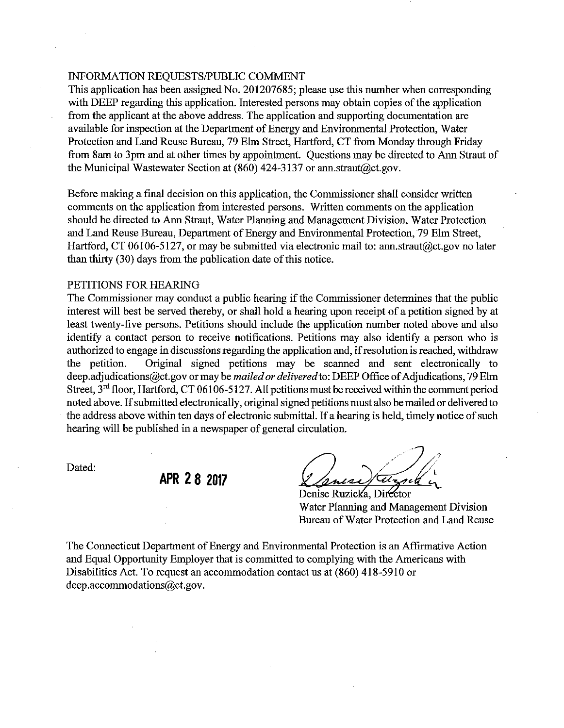## INFORMATION REQUESTS/PUBLIC COMMENT

This application has been assigned No. 201207685; please use this number when corresponding with DEEP regarding this application. Interested persons may obtain copies of the application from the applicant at the above address. The application and supporting documentation are available for inspection at the Department of Energy and Environmental Protection, Water Protection and Land Reuse Bureau, 79 Elm Street, Hartford, CT from Monday through Friday from 8am to 3pm and at other times by appointment. Questions may be directed to Ann Straut of the Municipal Wastewater Section at (860) 424-3137 or ann.straut@ct.gov.

Before making a final decision on this application, the Commissioner shall consider written comments on the application from interested persons. Written comments on the application should be directed to Ann Straut, Water Planning and Management Division, Water Protection and Land Reuse Bureau, Department of Energy and Environmental Protection, 79 Elm Street, Hartford, CT 06106-5127, or may be submitted via electronic mail to: ann.straut@ct.gov no later than thirty (30) days from the publication date of this notice.

## PETITIONS FOR HEARING

The Commissioner may conduct a public hearing if the Commissioner determines that the public interest will best be served thereby, or shall hold a hearing upon receipt of a petition signed by at least twenty-five persons. Petitions should include the application number noted above and also identify a contact person to receive notifications. Petitions may also identify a person who is authorized to engage in discussions regarding the application and, if resolution is reached, withdraw the petition. Original signed petitions may be scanned and sent electronically to deep.adjudications@ct.gov or may be *mailed or delivered* to: DEEP Office of Adjudications, 79 Elm Street, 3rd floor, Hartford, CT 06106-5127. All petitions must be received within the comment period noted above. If submitted electronically, original signed petitions must also be mailed or delivered to the address above within ten days of electronic submittal. If a hearing is held, timely notice of such hearing will be published in a newspaper of general circulation.

Dated: **APR 28 2017**

Denise Ruzicka, Director
Water Planning and Management Division
Bureau of Water Protection and Land Reuse

The Connecticut Department of Energy and Environmental Protection is an Affirmative Action and Equal Opportunity Employer that is committed to complying with the Americans with Disabilities Act. To request an accommodation contact us at (860) 418-5910 or deep.accommodations@ct.gov.